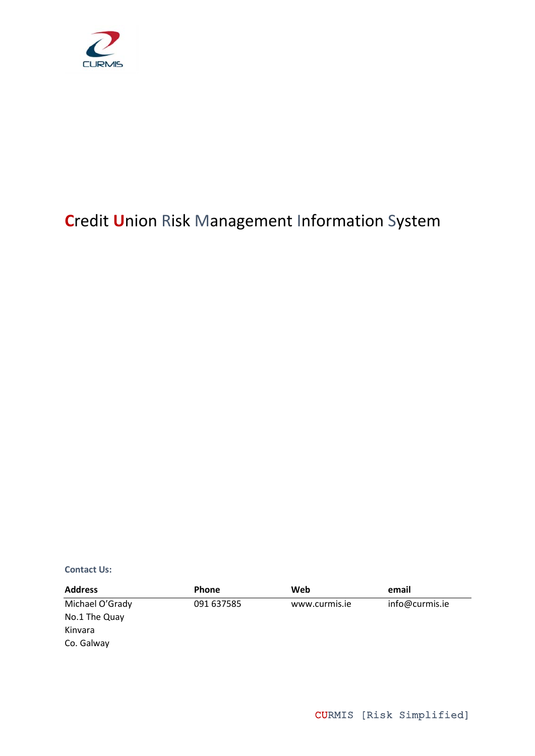CURMIS

# Credit Union Risk Management Information System

**Contact Us:**

| Address | Phone | Web | email |
|---|---|---|---|
| Michael O'Grady<br>No.1 The Quay<br>Kinvara<br>Co. Galway | 091 637585 | www.curmis.ie | info@curmis.ie |

CURMIS [Risk Simplified]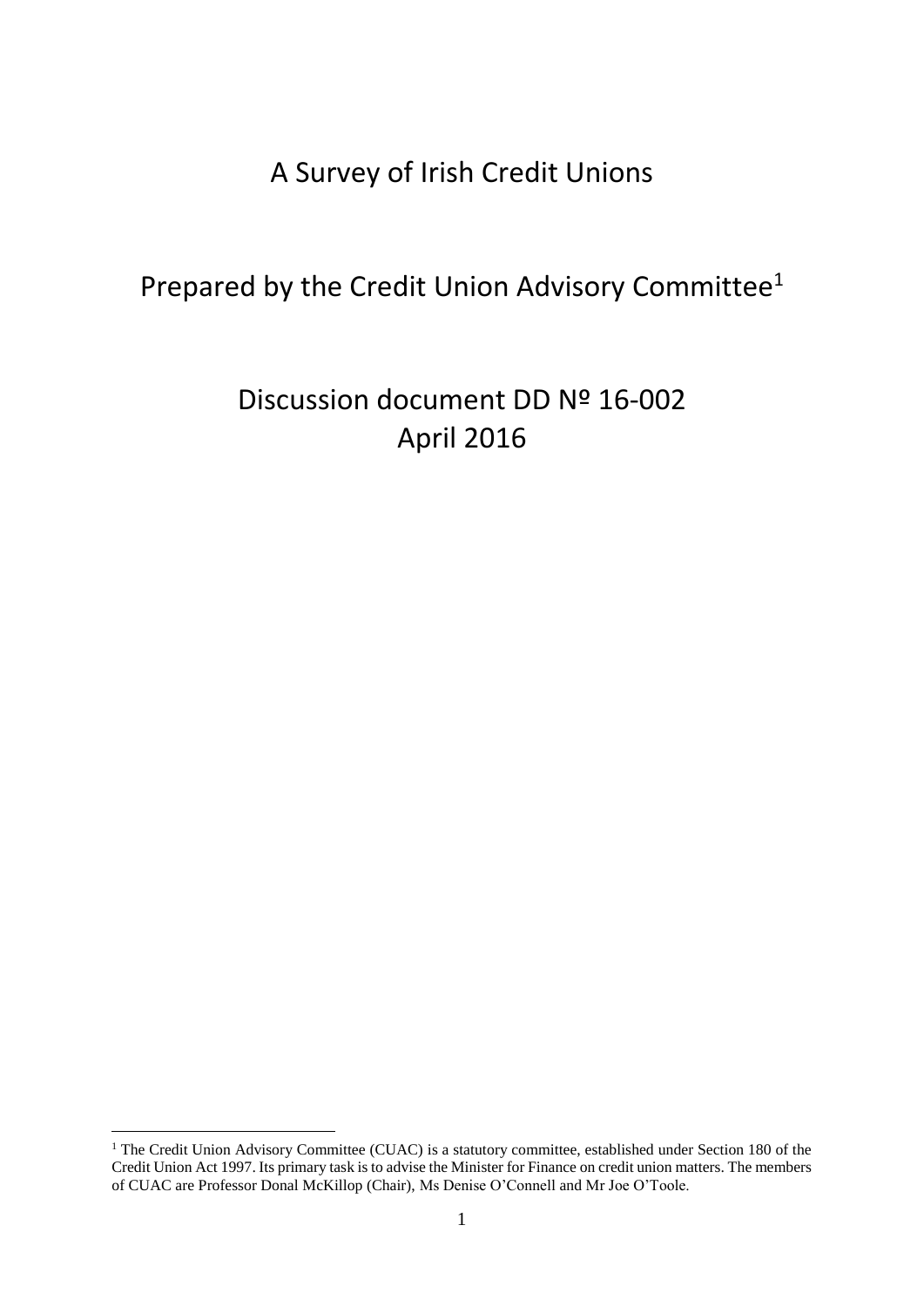# A Survey of Irish Credit Unions

## Prepared by the Credit Union Advisory Committee[1]

## Discussion document DD № 16-002
## April 2016

[1] The Credit Union Advisory Committee (CUAC) is a statutory committee, established under Section 180 of the Credit Union Act 1997. Its primary task is to advise the Minister for Finance on credit union matters. The members of CUAC are Professor Donal McKillop (Chair), Ms Denise O'Connell and Mr Joe O'Toole.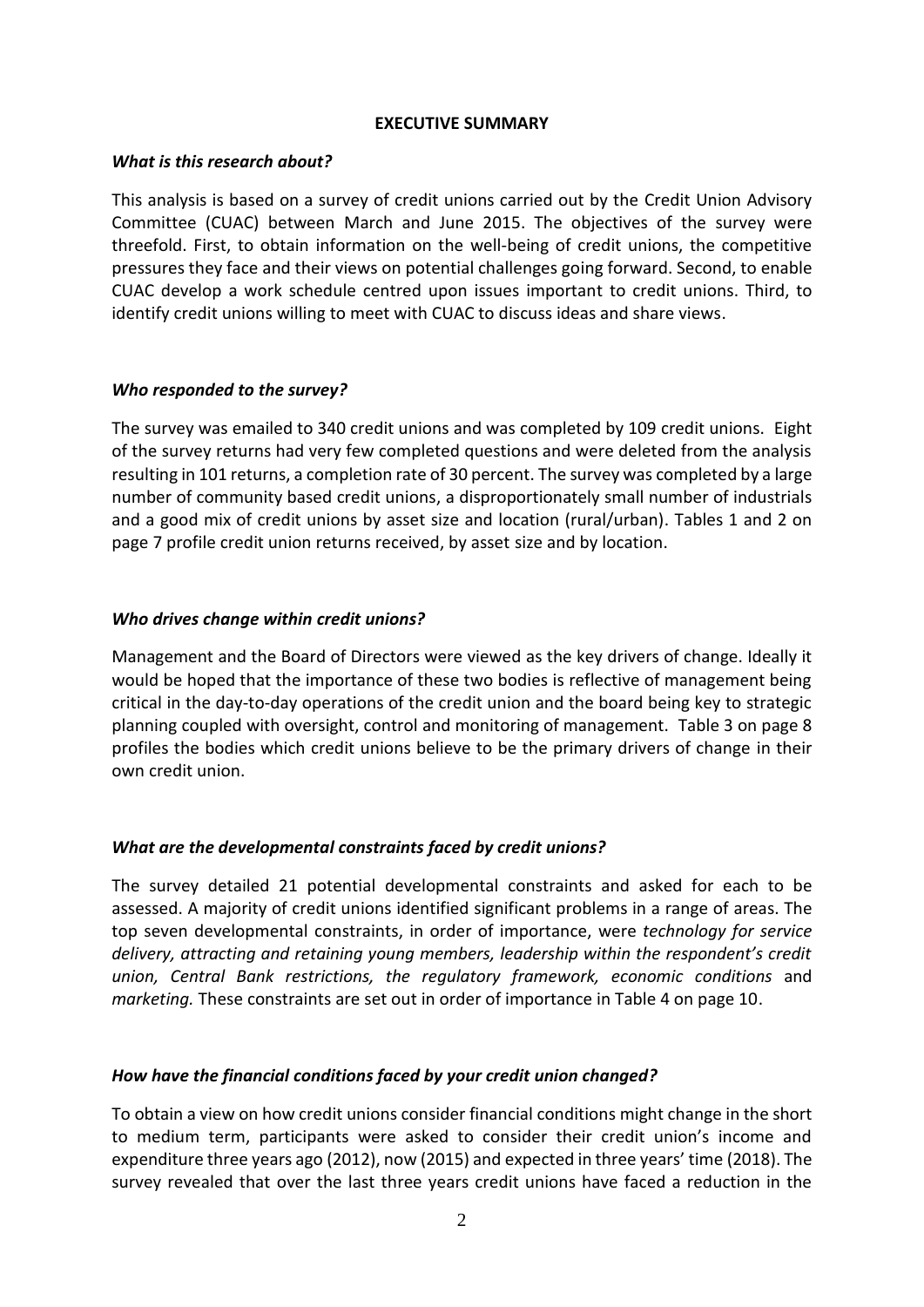## EXECUTIVE SUMMARY

### *What is this research about?*

This analysis is based on a survey of credit unions carried out by the Credit Union Advisory Committee (CUAC) between March and June 2015. The objectives of the survey were threefold. First, to obtain information on the well-being of credit unions, the competitive pressures they face and their views on potential challenges going forward. Second, to enable CUAC develop a work schedule centred upon issues important to credit unions. Third, to identify credit unions willing to meet with CUAC to discuss ideas and share views.

### *Who responded to the survey?*

The survey was emailed to 340 credit unions and was completed by 109 credit unions. Eight of the survey returns had very few completed questions and were deleted from the analysis resulting in 101 returns, a completion rate of 30 percent. The survey was completed by a large number of community based credit unions, a disproportionately small number of industrials and a good mix of credit unions by asset size and location (rural/urban). Tables 1 and 2 on page 7 profile credit union returns received, by asset size and by location.

### *Who drives change within credit unions?*

Management and the Board of Directors were viewed as the key drivers of change. Ideally it would be hoped that the importance of these two bodies is reflective of management being critical in the day-to-day operations of the credit union and the board being key to strategic planning coupled with oversight, control and monitoring of management. Table 3 on page 8 profiles the bodies which credit unions believe to be the primary drivers of change in their own credit union.

### *What are the developmental constraints faced by credit unions?*

The survey detailed 21 potential developmental constraints and asked for each to be assessed. A majority of credit unions identified significant problems in a range of areas. The top seven developmental constraints, in order of importance, were *technology for service delivery, attracting and retaining young members, leadership within the respondent's credit union, Central Bank restrictions, the regulatory framework, economic conditions* and *marketing.* These constraints are set out in order of importance in Table 4 on page 10.

### *How have the financial conditions faced by your credit union changed?*

To obtain a view on how credit unions consider financial conditions might change in the short to medium term, participants were asked to consider their credit union's income and expenditure three years ago (2012), now (2015) and expected in three years' time (2018). The survey revealed that over the last three years credit unions have faced a reduction in the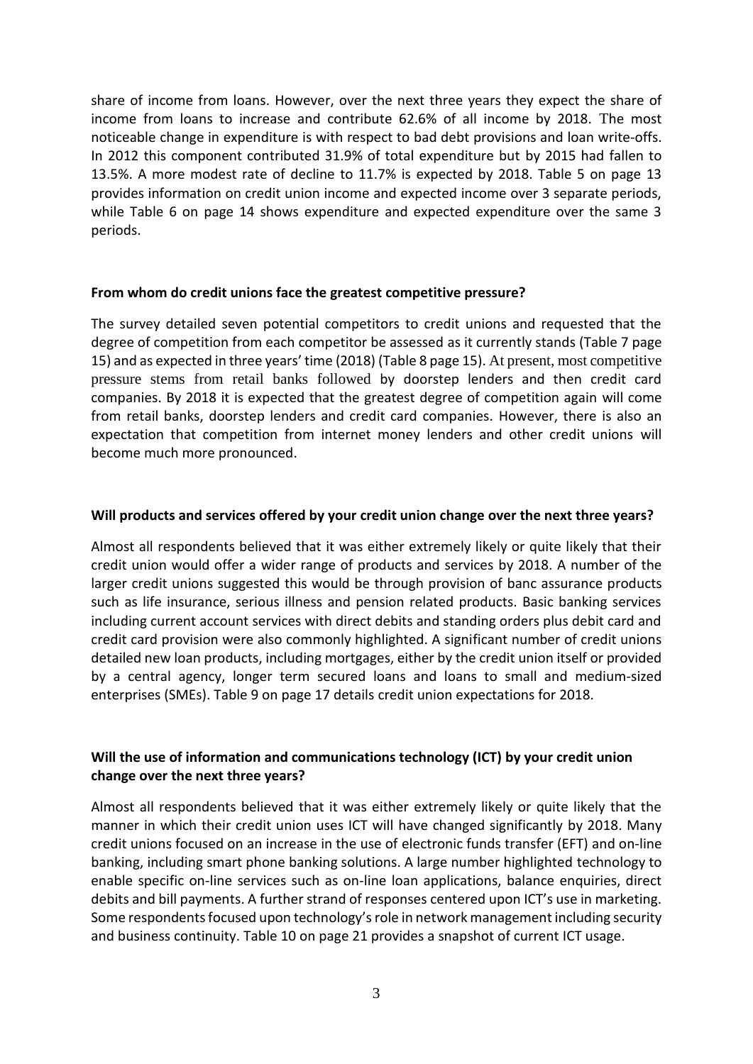share of income from loans. However, over the next three years they expect the share of income from loans to increase and contribute 62.6% of all income by 2018. The most noticeable change in expenditure is with respect to bad debt provisions and loan write-offs. In 2012 this component contributed 31.9% of total expenditure but by 2015 had fallen to 13.5%. A more modest rate of decline to 11.7% is expected by 2018. Table 5 on page 13 provides information on credit union income and expected income over 3 separate periods, while Table 6 on page 14 shows expenditure and expected expenditure over the same 3 periods.

**From whom do credit unions face the greatest competitive pressure?**

The survey detailed seven potential competitors to credit unions and requested that the degree of competition from each competitor be assessed as it currently stands (Table 7 page 15) and as expected in three years' time (2018) (Table 8 page 15). At present, most competitive pressure stems from retail banks followed by doorstep lenders and then credit card companies. By 2018 it is expected that the greatest degree of competition again will come from retail banks, doorstep lenders and credit card companies. However, there is also an expectation that competition from internet money lenders and other credit unions will become much more pronounced.

**Will products and services offered by your credit union change over the next three years?**

Almost all respondents believed that it was either extremely likely or quite likely that their credit union would offer a wider range of products and services by 2018. A number of the larger credit unions suggested this would be through provision of banc assurance products such as life insurance, serious illness and pension related products. Basic banking services including current account services with direct debits and standing orders plus debit card and credit card provision were also commonly highlighted. A significant number of credit unions detailed new loan products, including mortgages, either by the credit union itself or provided by a central agency, longer term secured loans and loans to small and medium-sized enterprises (SMEs). Table 9 on page 17 details credit union expectations for 2018.

**Will the use of information and communications technology (ICT) by your credit union change over the next three years?**

Almost all respondents believed that it was either extremely likely or quite likely that the manner in which their credit union uses ICT will have changed significantly by 2018. Many credit unions focused on an increase in the use of electronic funds transfer (EFT) and on-line banking, including smart phone banking solutions. A large number highlighted technology to enable specific on-line services such as on-line loan applications, balance enquiries, direct debits and bill payments. A further strand of responses centered upon ICT's use in marketing. Some respondents focused upon technology's role in network management including security and business continuity. Table 10 on page 21 provides a snapshot of current ICT usage.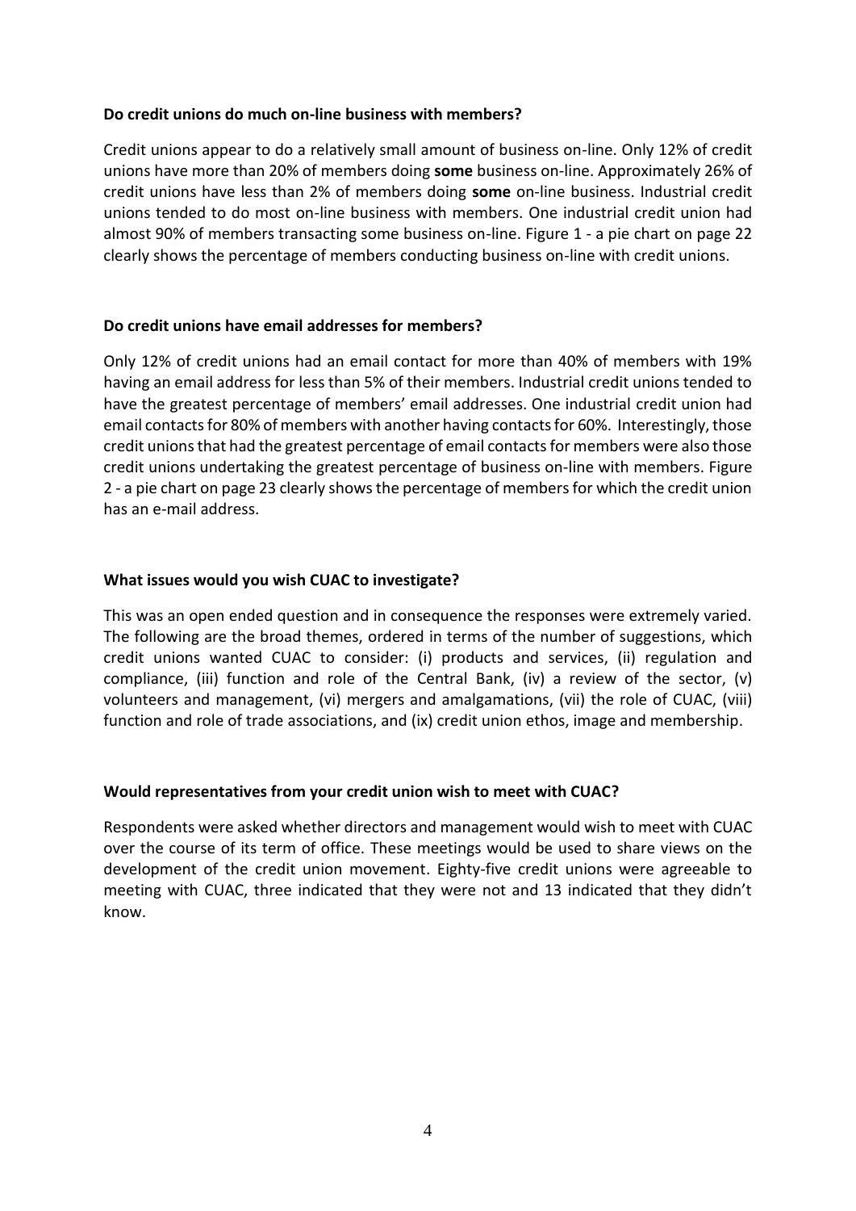**Do credit unions do much on-line business with members?**

Credit unions appear to do a relatively small amount of business on-line. Only 12% of credit unions have more than 20% of members doing **some** business on-line. Approximately 26% of credit unions have less than 2% of members doing **some** on-line business. Industrial credit unions tended to do most on-line business with members. One industrial credit union had almost 90% of members transacting some business on-line. Figure 1 - a pie chart on page 22 clearly shows the percentage of members conducting business on-line with credit unions.

**Do credit unions have email addresses for members?**

Only 12% of credit unions had an email contact for more than 40% of members with 19% having an email address for less than 5% of their members. Industrial credit unions tended to have the greatest percentage of members' email addresses. One industrial credit union had email contacts for 80% of members with another having contacts for 60%. Interestingly, those credit unions that had the greatest percentage of email contacts for members were also those credit unions undertaking the greatest percentage of business on-line with members. Figure 2 - a pie chart on page 23 clearly shows the percentage of members for which the credit union has an e-mail address.

**What issues would you wish CUAC to investigate?**

This was an open ended question and in consequence the responses were extremely varied. The following are the broad themes, ordered in terms of the number of suggestions, which credit unions wanted CUAC to consider: (i) products and services, (ii) regulation and compliance, (iii) function and role of the Central Bank, (iv) a review of the sector, (v) volunteers and management, (vi) mergers and amalgamations, (vii) the role of CUAC, (viii) function and role of trade associations, and (ix) credit union ethos, image and membership.

**Would representatives from your credit union wish to meet with CUAC?**

Respondents were asked whether directors and management would wish to meet with CUAC over the course of its term of office. These meetings would be used to share views on the development of the credit union movement. Eighty-five credit unions were agreeable to meeting with CUAC, three indicated that they were not and 13 indicated that they didn't know.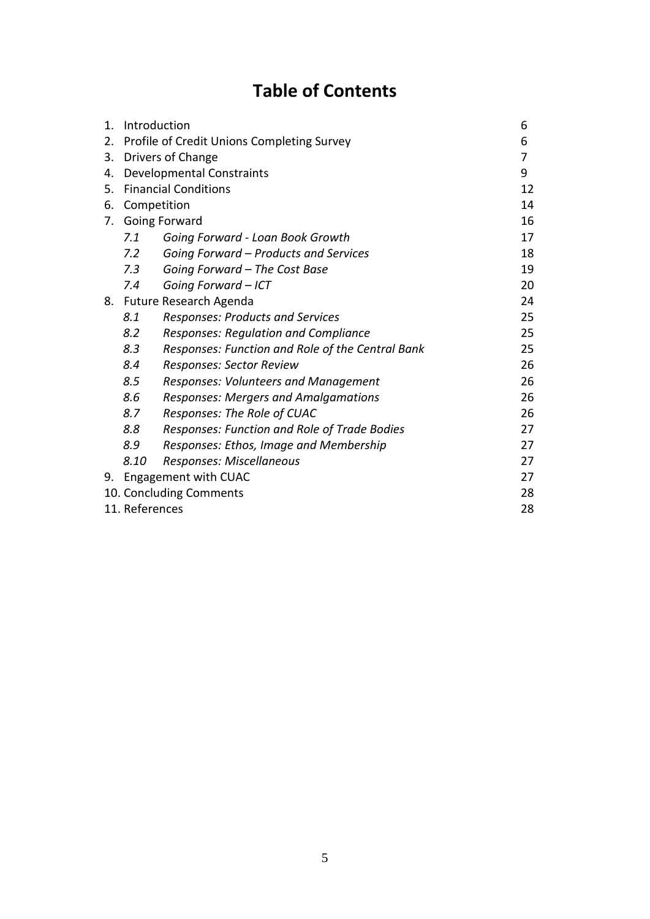# Table of Contents

| | | |
|---|---|---|
| 1. | Introduction | 6 |
| 2. | Profile of Credit Unions Completing Survey | 6 |
| 3. | Drivers of Change | 7 |
| 4. | Developmental Constraints | 9 |
| 5. | Financial Conditions | 12 |
| 6. | Competition | 14 |
| 7. | Going Forward | 16 |
| *7.1* | *Going Forward - Loan Book Growth* | 17 |
| *7.2* | *Going Forward – Products and Services* | 18 |
| *7.3* | *Going Forward – The Cost Base* | 19 |
| *7.4* | *Going Forward – ICT* | 20 |
| 8. | Future Research Agenda | 24 |
| *8.1* | *Responses: Products and Services* | 25 |
| *8.2* | *Responses: Regulation and Compliance* | 25 |
| *8.3* | *Responses: Function and Role of the Central Bank* | 25 |
| *8.4* | *Responses: Sector Review* | 26 |
| *8.5* | *Responses: Volunteers and Management* | 26 |
| *8.6* | *Responses: Mergers and Amalgamations* | 26 |
| *8.7* | *Responses: The Role of CUAC* | 26 |
| *8.8* | *Responses: Function and Role of Trade Bodies* | 27 |
| *8.9* | *Responses: Ethos, Image and Membership* | 27 |
| *8.10* | *Responses: Miscellaneous* | 27 |
| 9. | Engagement with CUAC | 27 |
| 10. | Concluding Comments | 28 |
| 11. | References | 28 |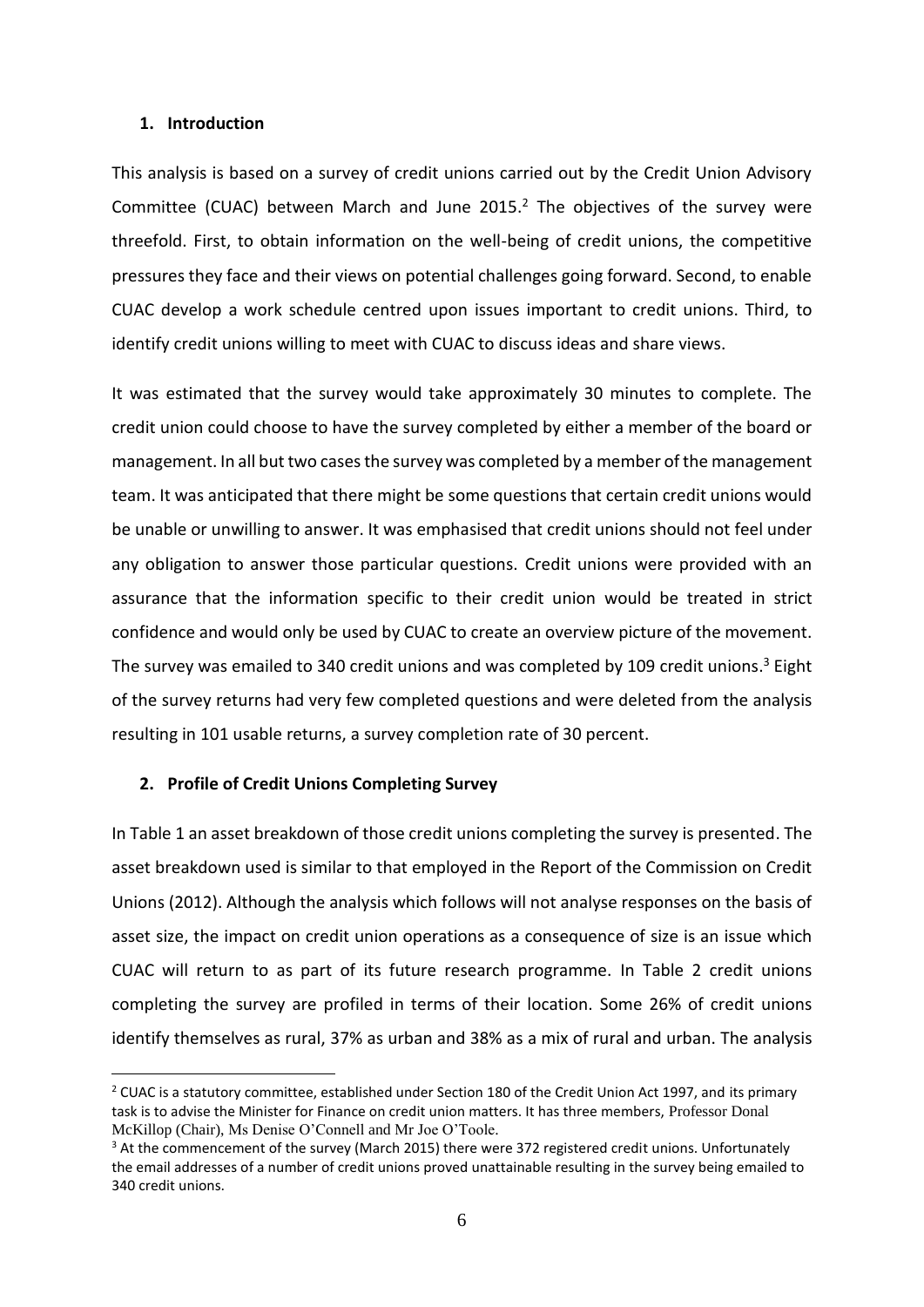## 1. Introduction

This analysis is based on a survey of credit unions carried out by the Credit Union Advisory Committee (CUAC) between March and June 2015.[2] The objectives of the survey were threefold. First, to obtain information on the well-being of credit unions, the competitive pressures they face and their views on potential challenges going forward. Second, to enable CUAC develop a work schedule centred upon issues important to credit unions. Third, to identify credit unions willing to meet with CUAC to discuss ideas and share views.

It was estimated that the survey would take approximately 30 minutes to complete. The credit union could choose to have the survey completed by either a member of the board or management. In all but two cases the survey was completed by a member of the management team. It was anticipated that there might be some questions that certain credit unions would be unable or unwilling to answer. It was emphasised that credit unions should not feel under any obligation to answer those particular questions. Credit unions were provided with an assurance that the information specific to their credit union would be treated in strict confidence and would only be used by CUAC to create an overview picture of the movement. The survey was emailed to 340 credit unions and was completed by 109 credit unions.[3] Eight of the survey returns had very few completed questions and were deleted from the analysis resulting in 101 usable returns, a survey completion rate of 30 percent.

## 2. Profile of Credit Unions Completing Survey

In Table 1 an asset breakdown of those credit unions completing the survey is presented. The asset breakdown used is similar to that employed in the Report of the Commission on Credit Unions (2012). Although the analysis which follows will not analyse responses on the basis of asset size, the impact on credit union operations as a consequence of size is an issue which CUAC will return to as part of its future research programme. In Table 2 credit unions completing the survey are profiled in terms of their location. Some 26% of credit unions identify themselves as rural, 37% as urban and 38% as a mix of rural and urban. The analysis

---

[2] CUAC is a statutory committee, established under Section 180 of the Credit Union Act 1997, and its primary task is to advise the Minister for Finance on credit union matters. It has three members, Professor Donal McKillop (Chair), Ms Denise O'Connell and Mr Joe O'Toole.

[3] At the commencement of the survey (March 2015) there were 372 registered credit unions. Unfortunately the email addresses of a number of credit unions proved unattainable resulting in the survey being emailed to 340 credit unions.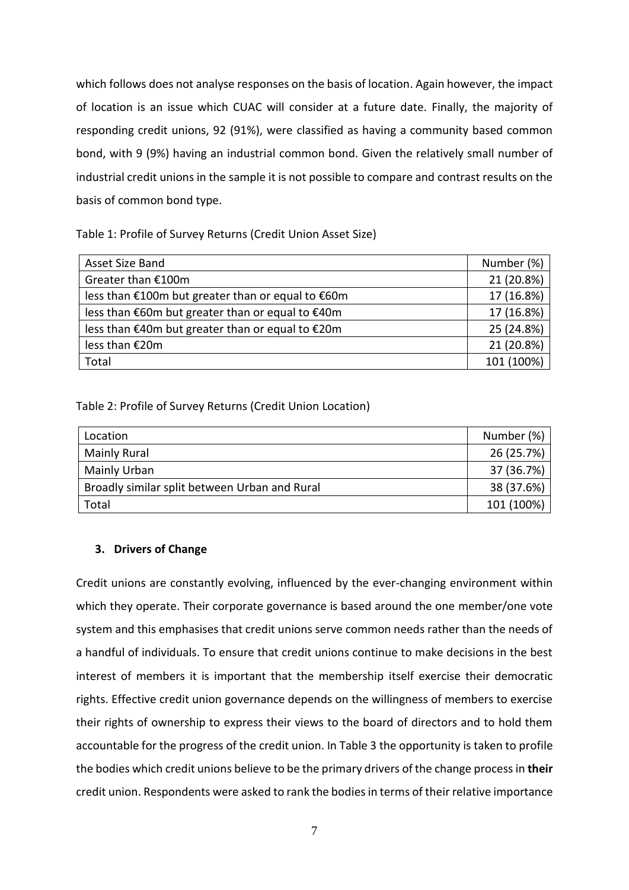which follows does not analyse responses on the basis of location. Again however, the impact of location is an issue which CUAC will consider at a future date. Finally, the majority of responding credit unions, 92 (91%), were classified as having a community based common bond, with 9 (9%) having an industrial common bond. Given the relatively small number of industrial credit unions in the sample it is not possible to compare and contrast results on the basis of common bond type.

Table 1: Profile of Survey Returns (Credit Union Asset Size)

| Asset Size Band | Number (%) |
|---|---|
| Greater than €100m | 21 (20.8%) |
| less than €100m but greater than or equal to €60m | 17 (16.8%) |
| less than €60m but greater than or equal to €40m | 17 (16.8%) |
| less than €40m but greater than or equal to €20m | 25 (24.8%) |
| less than €20m | 21 (20.8%) |
| Total | 101 (100%) |

Table 2: Profile of Survey Returns (Credit Union Location)

| Location | Number (%) |
|---|---|
| Mainly Rural | 26 (25.7%) |
| Mainly Urban | 37 (36.7%) |
| Broadly similar split between Urban and Rural | 38 (37.6%) |
| Total | 101 (100%) |

### 3. Drivers of Change

Credit unions are constantly evolving, influenced by the ever-changing environment within which they operate. Their corporate governance is based around the one member/one vote system and this emphasises that credit unions serve common needs rather than the needs of a handful of individuals. To ensure that credit unions continue to make decisions in the best interest of members it is important that the membership itself exercise their democratic rights. Effective credit union governance depends on the willingness of members to exercise their rights of ownership to express their views to the board of directors and to hold them accountable for the progress of the credit union. In Table 3 the opportunity is taken to profile the bodies which credit unions believe to be the primary drivers of the change process in **their** credit union. Respondents were asked to rank the bodies in terms of their relative importance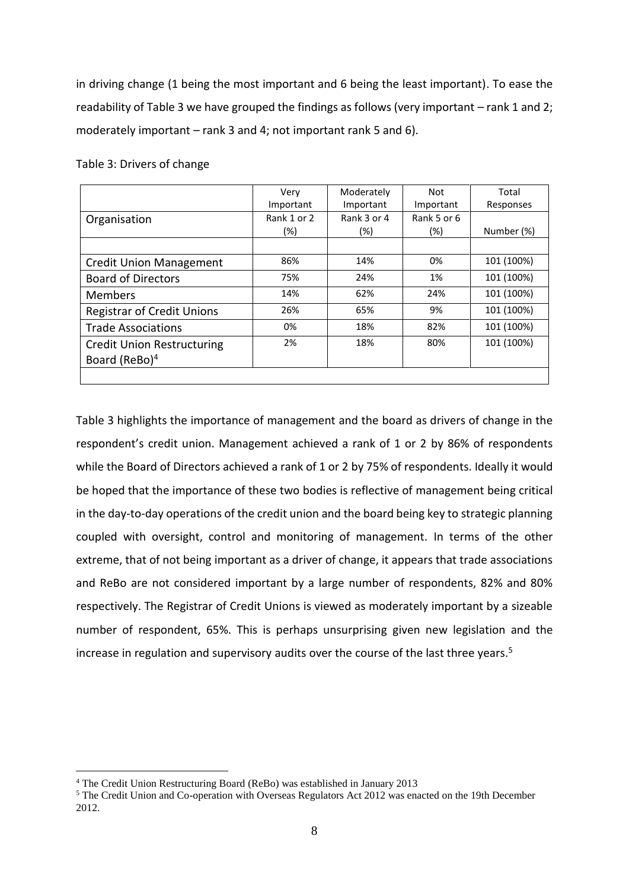in driving change (1 being the most important and 6 being the least important). To ease the readability of Table 3 we have grouped the findings as follows (very important – rank 1 and 2; moderately important – rank 3 and 4; not important rank 5 and 6).

Table 3: Drivers of change

| | Very Important | Moderately Important | Not Important | Total Responses |
|---|---|---|---|---|
| Organisation | Rank 1 or 2 (%) | Rank 3 or 4 (%) | Rank 5 or 6 (%) | Number (%) |
| Credit Union Management | 86% | 14% | 0% | 101 (100%) |
| Board of Directors | 75% | 24% | 1% | 101 (100%) |
| Members | 14% | 62% | 24% | 101 (100%) |
| Registrar of Credit Unions | 26% | 65% | 9% | 101 (100%) |
| Trade Associations | 0% | 18% | 82% | 101 (100%) |
| Credit Union Restructuring Board (ReBo)[4] | 2% | 18% | 80% | 101 (100%) |

Table 3 highlights the importance of management and the board as drivers of change in the respondent's credit union. Management achieved a rank of 1 or 2 by 86% of respondents while the Board of Directors achieved a rank of 1 or 2 by 75% of respondents. Ideally it would be hoped that the importance of these two bodies is reflective of management being critical in the day-to-day operations of the credit union and the board being key to strategic planning coupled with oversight, control and monitoring of management. In terms of the other extreme, that of not being important as a driver of change, it appears that trade associations and ReBo are not considered important by a large number of respondents, 82% and 80% respectively. The Registrar of Credit Unions is viewed as moderately important by a sizeable number of respondent, 65%. This is perhaps unsurprising given new legislation and the increase in regulation and supervisory audits over the course of the last three years.[5]

[4] The Credit Union Restructuring Board (ReBo) was established in January 2013

[5] The Credit Union and Co-operation with Overseas Regulators Act 2012 was enacted on the 19th December 2012.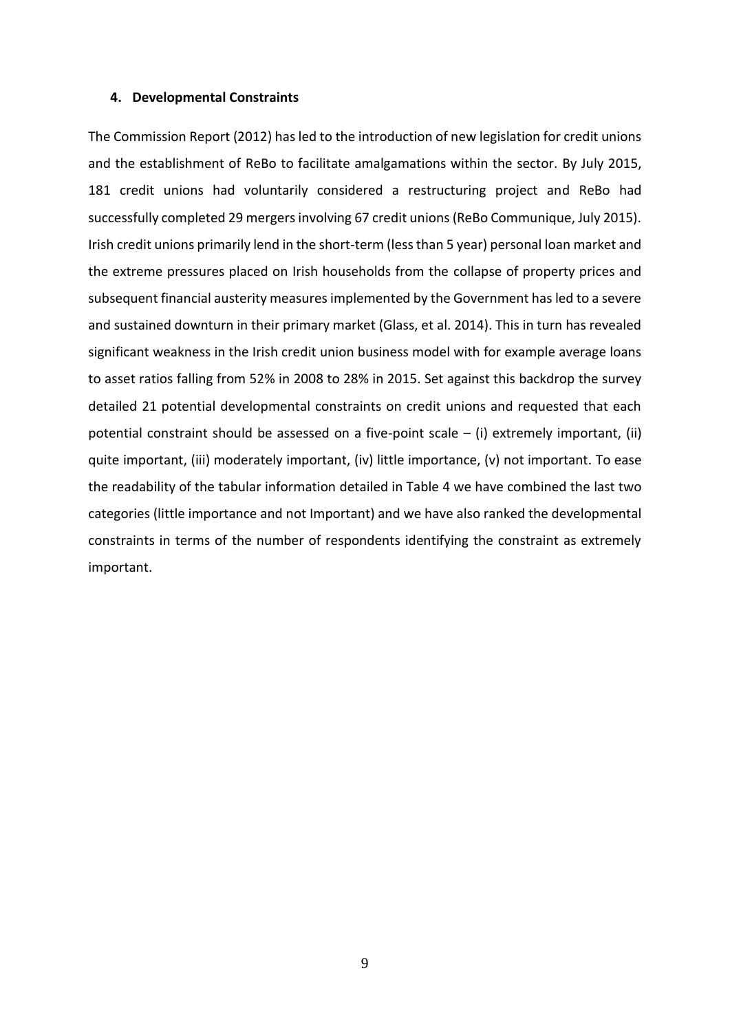#### 4. Developmental Constraints

The Commission Report (2012) has led to the introduction of new legislation for credit unions and the establishment of ReBo to facilitate amalgamations within the sector. By July 2015, 181 credit unions had voluntarily considered a restructuring project and ReBo had successfully completed 29 mergers involving 67 credit unions (ReBo Communique, July 2015). Irish credit unions primarily lend in the short-term (less than 5 year) personal loan market and the extreme pressures placed on Irish households from the collapse of property prices and subsequent financial austerity measures implemented by the Government has led to a severe and sustained downturn in their primary market (Glass, et al. 2014). This in turn has revealed significant weakness in the Irish credit union business model with for example average loans to asset ratios falling from 52% in 2008 to 28% in 2015. Set against this backdrop the survey detailed 21 potential developmental constraints on credit unions and requested that each potential constraint should be assessed on a five-point scale – (i) extremely important, (ii) quite important, (iii) moderately important, (iv) little importance, (v) not important. To ease the readability of the tabular information detailed in Table 4 we have combined the last two categories (little importance and not Important) and we have also ranked the developmental constraints in terms of the number of respondents identifying the constraint as extremely important.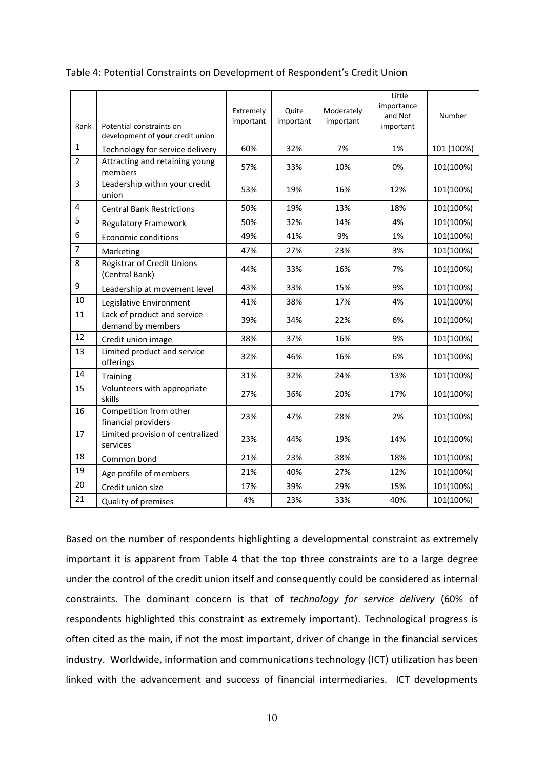Table 4: Potential Constraints on Development of Respondent's Credit Union

| Rank | Potential constraints on development of **your** credit union | Extremely important | Quite important | Moderately important | Little importance and Not important | Number |
|---|---|---|---|---|---|---|
| 1 | Technology for service delivery | 60% | 32% | 7% | 1% | 101 (100%) |
| 2 | Attracting and retaining young members | 57% | 33% | 10% | 0% | 101(100%) |
| 3 | Leadership within your credit union | 53% | 19% | 16% | 12% | 101(100%) |
| 4 | Central Bank Restrictions | 50% | 19% | 13% | 18% | 101(100%) |
| 5 | Regulatory Framework | 50% | 32% | 14% | 4% | 101(100%) |
| 6 | Economic conditions | 49% | 41% | 9% | 1% | 101(100%) |
| 7 | Marketing | 47% | 27% | 23% | 3% | 101(100%) |
| 8 | Registrar of Credit Unions (Central Bank) | 44% | 33% | 16% | 7% | 101(100%) |
| 9 | Leadership at movement level | 43% | 33% | 15% | 9% | 101(100%) |
| 10 | Legislative Environment | 41% | 38% | 17% | 4% | 101(100%) |
| 11 | Lack of product and service demand by members | 39% | 34% | 22% | 6% | 101(100%) |
| 12 | Credit union image | 38% | 37% | 16% | 9% | 101(100%) |
| 13 | Limited product and service offerings | 32% | 46% | 16% | 6% | 101(100%) |
| 14 | Training | 31% | 32% | 24% | 13% | 101(100%) |
| 15 | Volunteers with appropriate skills | 27% | 36% | 20% | 17% | 101(100%) |
| 16 | Competition from other financial providers | 23% | 47% | 28% | 2% | 101(100%) |
| 17 | Limited provision of centralized services | 23% | 44% | 19% | 14% | 101(100%) |
| 18 | Common bond | 21% | 23% | 38% | 18% | 101(100%) |
| 19 | Age profile of members | 21% | 40% | 27% | 12% | 101(100%) |
| 20 | Credit union size | 17% | 39% | 29% | 15% | 101(100%) |
| 21 | Quality of premises | 4% | 23% | 33% | 40% | 101(100%) |

Based on the number of respondents highlighting a developmental constraint as extremely important it is apparent from Table 4 that the top three constraints are to a large degree under the control of the credit union itself and consequently could be considered as internal constraints. The dominant concern is that of *technology for service delivery* (60% of respondents highlighted this constraint as extremely important). Technological progress is often cited as the main, if not the most important, driver of change in the financial services industry. Worldwide, information and communications technology (ICT) utilization has been linked with the advancement and success of financial intermediaries. ICT developments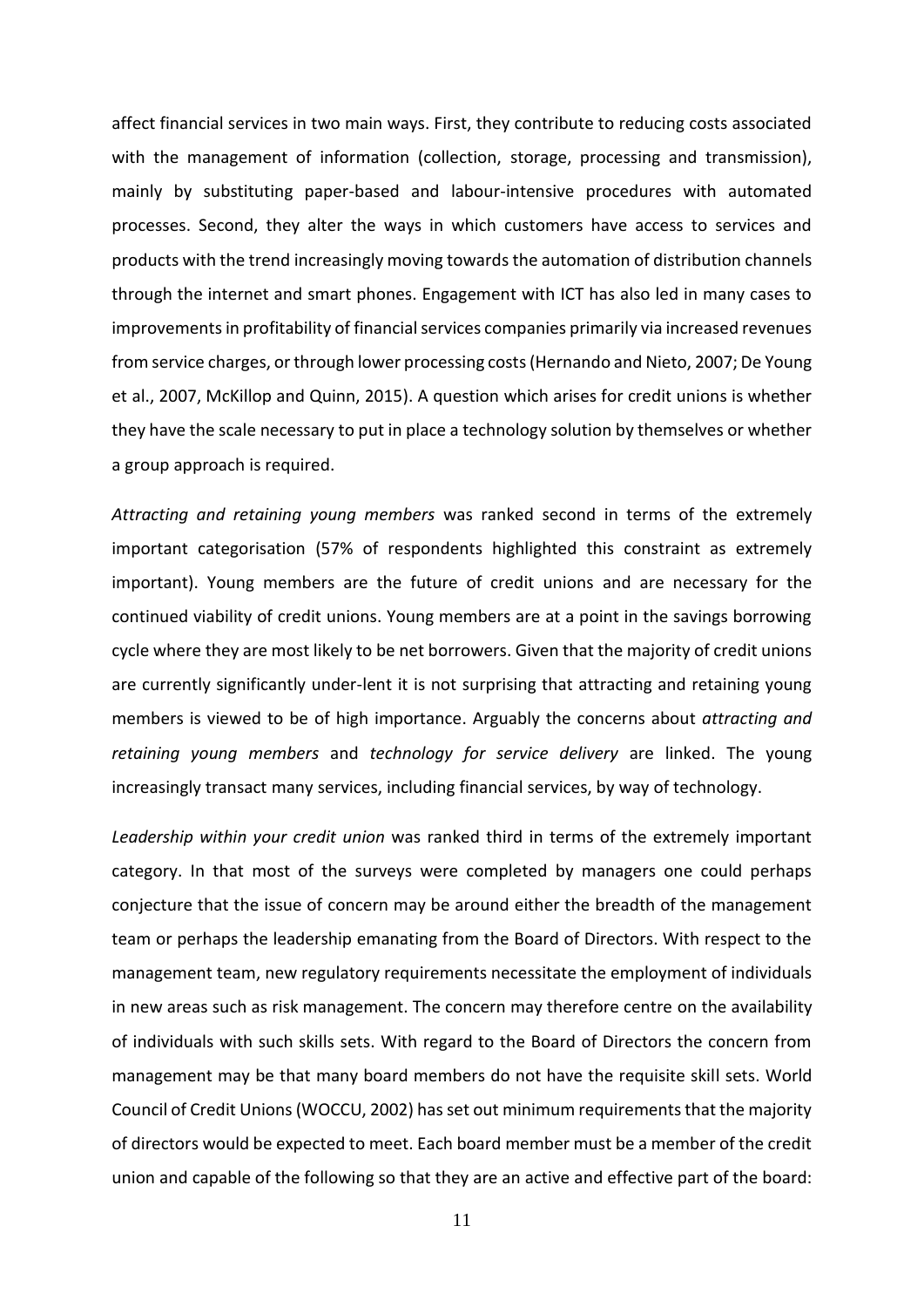affect financial services in two main ways. First, they contribute to reducing costs associated with the management of information (collection, storage, processing and transmission), mainly by substituting paper-based and labour-intensive procedures with automated processes. Second, they alter the ways in which customers have access to services and products with the trend increasingly moving towards the automation of distribution channels through the internet and smart phones. Engagement with ICT has also led in many cases to improvements in profitability of financial services companies primarily via increased revenues from service charges, or through lower processing costs (Hernando and Nieto, 2007; De Young et al., 2007, McKillop and Quinn, 2015). A question which arises for credit unions is whether they have the scale necessary to put in place a technology solution by themselves or whether a group approach is required.

*Attracting and retaining young members* was ranked second in terms of the extremely important categorisation (57% of respondents highlighted this constraint as extremely important). Young members are the future of credit unions and are necessary for the continued viability of credit unions. Young members are at a point in the savings borrowing cycle where they are most likely to be net borrowers. Given that the majority of credit unions are currently significantly under-lent it is not surprising that attracting and retaining young members is viewed to be of high importance. Arguably the concerns about *attracting and retaining young members* and *technology for service delivery* are linked. The young increasingly transact many services, including financial services, by way of technology.

*Leadership within your credit union* was ranked third in terms of the extremely important category. In that most of the surveys were completed by managers one could perhaps conjecture that the issue of concern may be around either the breadth of the management team or perhaps the leadership emanating from the Board of Directors. With respect to the management team, new regulatory requirements necessitate the employment of individuals in new areas such as risk management. The concern may therefore centre on the availability of individuals with such skills sets. With regard to the Board of Directors the concern from management may be that many board members do not have the requisite skill sets. World Council of Credit Unions (WOCCU, 2002) has set out minimum requirements that the majority of directors would be expected to meet. Each board member must be a member of the credit union and capable of the following so that they are an active and effective part of the board: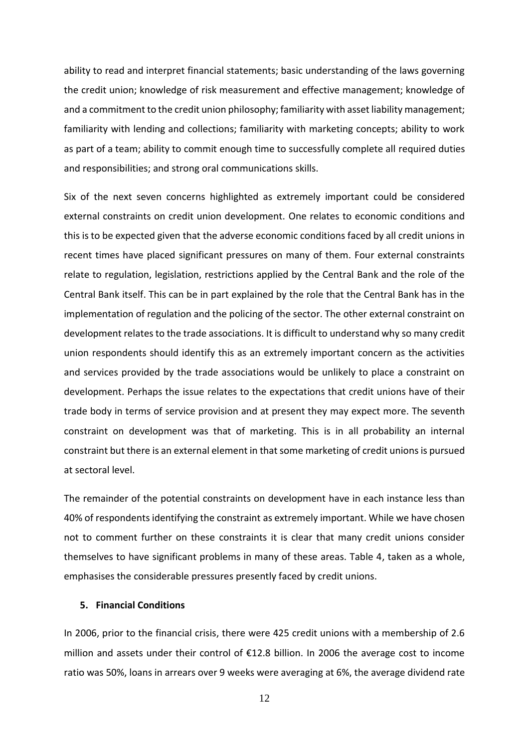ability to read and interpret financial statements; basic understanding of the laws governing the credit union; knowledge of risk measurement and effective management; knowledge of and a commitment to the credit union philosophy; familiarity with asset liability management; familiarity with lending and collections; familiarity with marketing concepts; ability to work as part of a team; ability to commit enough time to successfully complete all required duties and responsibilities; and strong oral communications skills.

Six of the next seven concerns highlighted as extremely important could be considered external constraints on credit union development. One relates to economic conditions and this is to be expected given that the adverse economic conditions faced by all credit unions in recent times have placed significant pressures on many of them. Four external constraints relate to regulation, legislation, restrictions applied by the Central Bank and the role of the Central Bank itself. This can be in part explained by the role that the Central Bank has in the implementation of regulation and the policing of the sector. The other external constraint on development relates to the trade associations. It is difficult to understand why so many credit union respondents should identify this as an extremely important concern as the activities and services provided by the trade associations would be unlikely to place a constraint on development. Perhaps the issue relates to the expectations that credit unions have of their trade body in terms of service provision and at present they may expect more. The seventh constraint on development was that of marketing. This is in all probability an internal constraint but there is an external element in that some marketing of credit unions is pursued at sectoral level.

The remainder of the potential constraints on development have in each instance less than 40% of respondents identifying the constraint as extremely important. While we have chosen not to comment further on these constraints it is clear that many credit unions consider themselves to have significant problems in many of these areas. Table 4, taken as a whole, emphasises the considerable pressures presently faced by credit unions.

## 5. Financial Conditions

In 2006, prior to the financial crisis, there were 425 credit unions with a membership of 2.6 million and assets under their control of €12.8 billion. In 2006 the average cost to income ratio was 50%, loans in arrears over 9 weeks were averaging at 6%, the average dividend rate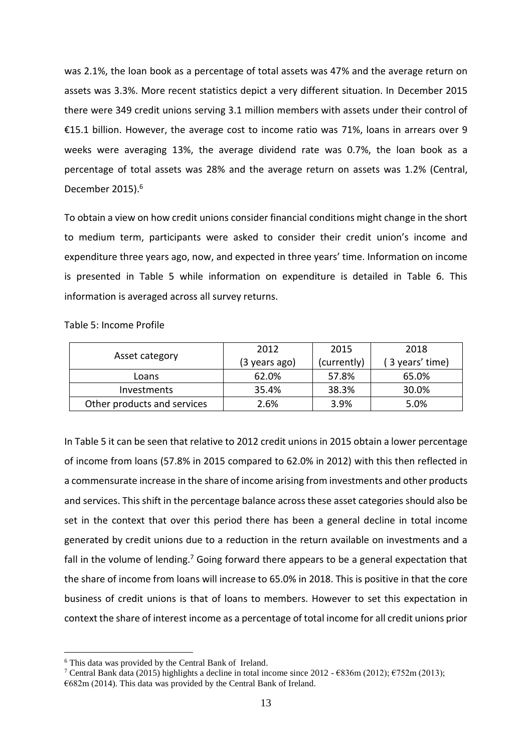was 2.1%, the loan book as a percentage of total assets was 47% and the average return on assets was 3.3%. More recent statistics depict a very different situation. In December 2015 there were 349 credit unions serving 3.1 million members with assets under their control of €15.1 billion. However, the average cost to income ratio was 71%, loans in arrears over 9 weeks were averaging 13%, the average dividend rate was 0.7%, the loan book as a percentage of total assets was 28% and the average return on assets was 1.2% (Central, December 2015).[6]

To obtain a view on how credit unions consider financial conditions might change in the short to medium term, participants were asked to consider their credit union's income and expenditure three years ago, now, and expected in three years' time. Information on income is presented in Table 5 while information on expenditure is detailed in Table 6. This information is averaged across all survey returns.

Table 5: Income Profile

| Asset category | 2012 (3 years ago) | 2015 (currently) | 2018 ( 3 years' time) |
|---|---|---|---|
| Loans | 62.0% | 57.8% | 65.0% |
| Investments | 35.4% | 38.3% | 30.0% |
| Other products and services | 2.6% | 3.9% | 5.0% |

In Table 5 it can be seen that relative to 2012 credit unions in 2015 obtain a lower percentage of income from loans (57.8% in 2015 compared to 62.0% in 2012) with this then reflected in a commensurate increase in the share of income arising from investments and other products and services. This shift in the percentage balance across these asset categories should also be set in the context that over this period there has been a general decline in total income generated by credit unions due to a reduction in the return available on investments and a fall in the volume of lending.[7] Going forward there appears to be a general expectation that the share of income from loans will increase to 65.0% in 2018. This is positive in that the core business of credit unions is that of loans to members. However to set this expectation in context the share of interest income as a percentage of total income for all credit unions prior

---

[6] This data was provided by the Central Bank of Ireland.

[7] Central Bank data (2015) highlights a decline in total income since 2012 - €836m (2012); €752m (2013); €682m (2014). This data was provided by the Central Bank of Ireland.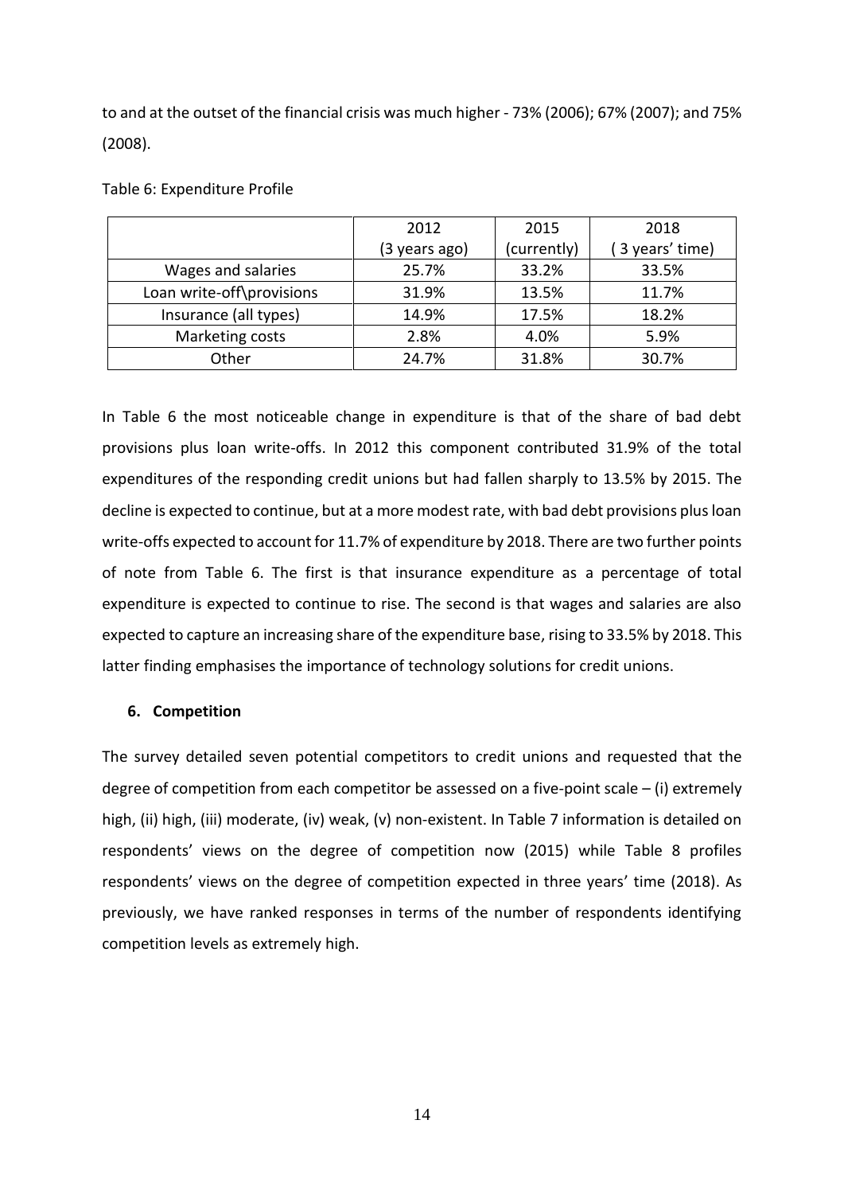to and at the outset of the financial crisis was much higher - 73% (2006); 67% (2007); and 75% (2008).

Table 6: Expenditure Profile

| | 2012 (3 years ago) | 2015 (currently) | 2018 ( 3 years' time) |
|---|---|---|---|
| Wages and salaries | 25.7% | 33.2% | 33.5% |
| Loan write-off\provisions | 31.9% | 13.5% | 11.7% |
| Insurance (all types) | 14.9% | 17.5% | 18.2% |
| Marketing costs | 2.8% | 4.0% | 5.9% |
| Other | 24.7% | 31.8% | 30.7% |

In Table 6 the most noticeable change in expenditure is that of the share of bad debt provisions plus loan write-offs. In 2012 this component contributed 31.9% of the total expenditures of the responding credit unions but had fallen sharply to 13.5% by 2015. The decline is expected to continue, but at a more modest rate, with bad debt provisions plus loan write-offs expected to account for 11.7% of expenditure by 2018. There are two further points of note from Table 6. The first is that insurance expenditure as a percentage of total expenditure is expected to continue to rise. The second is that wages and salaries are also expected to capture an increasing share of the expenditure base, rising to 33.5% by 2018. This latter finding emphasises the importance of technology solutions for credit unions.

## 6. Competition

The survey detailed seven potential competitors to credit unions and requested that the degree of competition from each competitor be assessed on a five-point scale – (i) extremely high, (ii) high, (iii) moderate, (iv) weak, (v) non-existent. In Table 7 information is detailed on respondents' views on the degree of competition now (2015) while Table 8 profiles respondents' views on the degree of competition expected in three years' time (2018). As previously, we have ranked responses in terms of the number of respondents identifying competition levels as extremely high.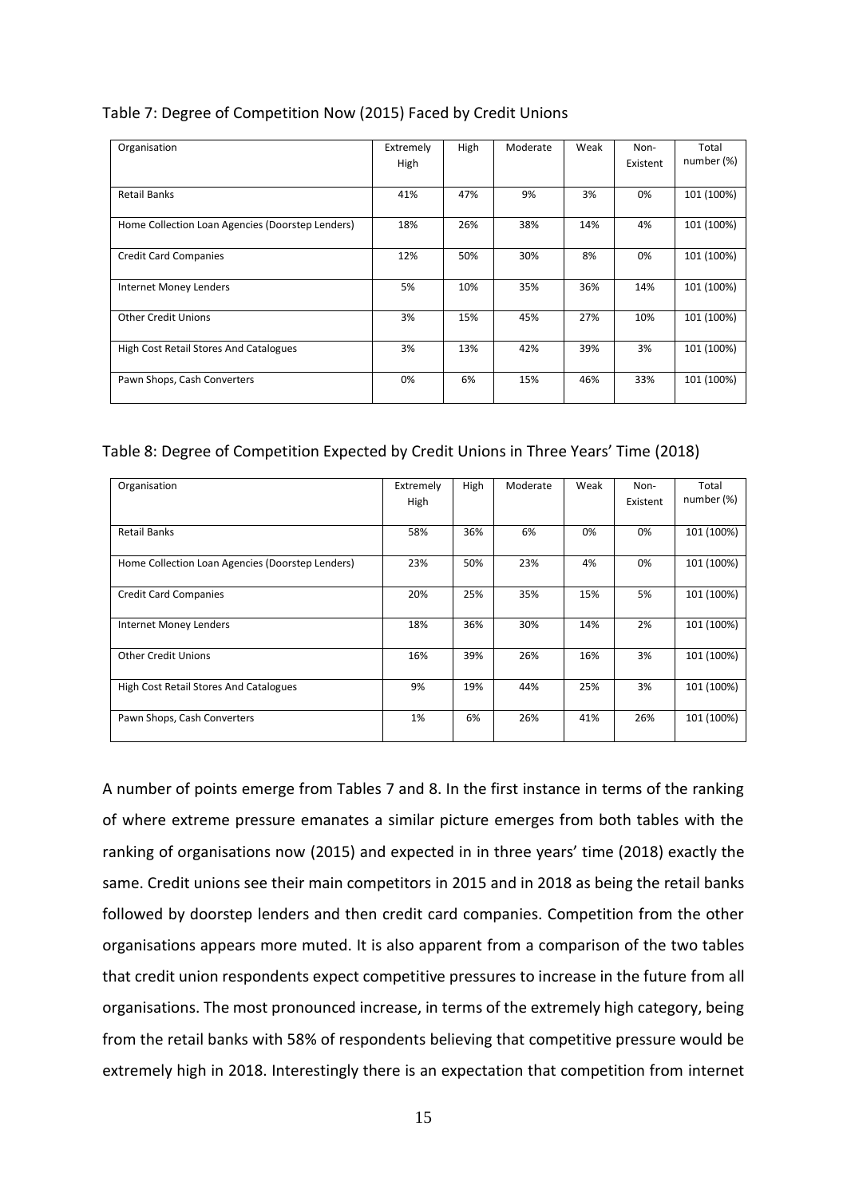Table 7: Degree of Competition Now (2015) Faced by Credit Unions

| Organisation | Extremely High | High | Moderate | Weak | Non-Existent | Total number (%) |
|---|---|---|---|---|---|---|
| Retail Banks | 41% | 47% | 9% | 3% | 0% | 101 (100%) |
| Home Collection Loan Agencies (Doorstep Lenders) | 18% | 26% | 38% | 14% | 4% | 101 (100%) |
| Credit Card Companies | 12% | 50% | 30% | 8% | 0% | 101 (100%) |
| Internet Money Lenders | 5% | 10% | 35% | 36% | 14% | 101 (100%) |
| Other Credit Unions | 3% | 15% | 45% | 27% | 10% | 101 (100%) |
| High Cost Retail Stores And Catalogues | 3% | 13% | 42% | 39% | 3% | 101 (100%) |
| Pawn Shops, Cash Converters | 0% | 6% | 15% | 46% | 33% | 101 (100%) |

Table 8: Degree of Competition Expected by Credit Unions in Three Years' Time (2018)

| Organisation | Extremely High | High | Moderate | Weak | Non-Existent | Total number (%) |
|---|---|---|---|---|---|---|
| Retail Banks | 58% | 36% | 6% | 0% | 0% | 101 (100%) |
| Home Collection Loan Agencies (Doorstep Lenders) | 23% | 50% | 23% | 4% | 0% | 101 (100%) |
| Credit Card Companies | 20% | 25% | 35% | 15% | 5% | 101 (100%) |
| Internet Money Lenders | 18% | 36% | 30% | 14% | 2% | 101 (100%) |
| Other Credit Unions | 16% | 39% | 26% | 16% | 3% | 101 (100%) |
| High Cost Retail Stores And Catalogues | 9% | 19% | 44% | 25% | 3% | 101 (100%) |
| Pawn Shops, Cash Converters | 1% | 6% | 26% | 41% | 26% | 101 (100%) |

A number of points emerge from Tables 7 and 8. In the first instance in terms of the ranking of where extreme pressure emanates a similar picture emerges from both tables with the ranking of organisations now (2015) and expected in in three years' time (2018) exactly the same. Credit unions see their main competitors in 2015 and in 2018 as being the retail banks followed by doorstep lenders and then credit card companies. Competition from the other organisations appears more muted. It is also apparent from a comparison of the two tables that credit union respondents expect competitive pressures to increase in the future from all organisations. The most pronounced increase, in terms of the extremely high category, being from the retail banks with 58% of respondents believing that competitive pressure would be extremely high in 2018. Interestingly there is an expectation that competition from internet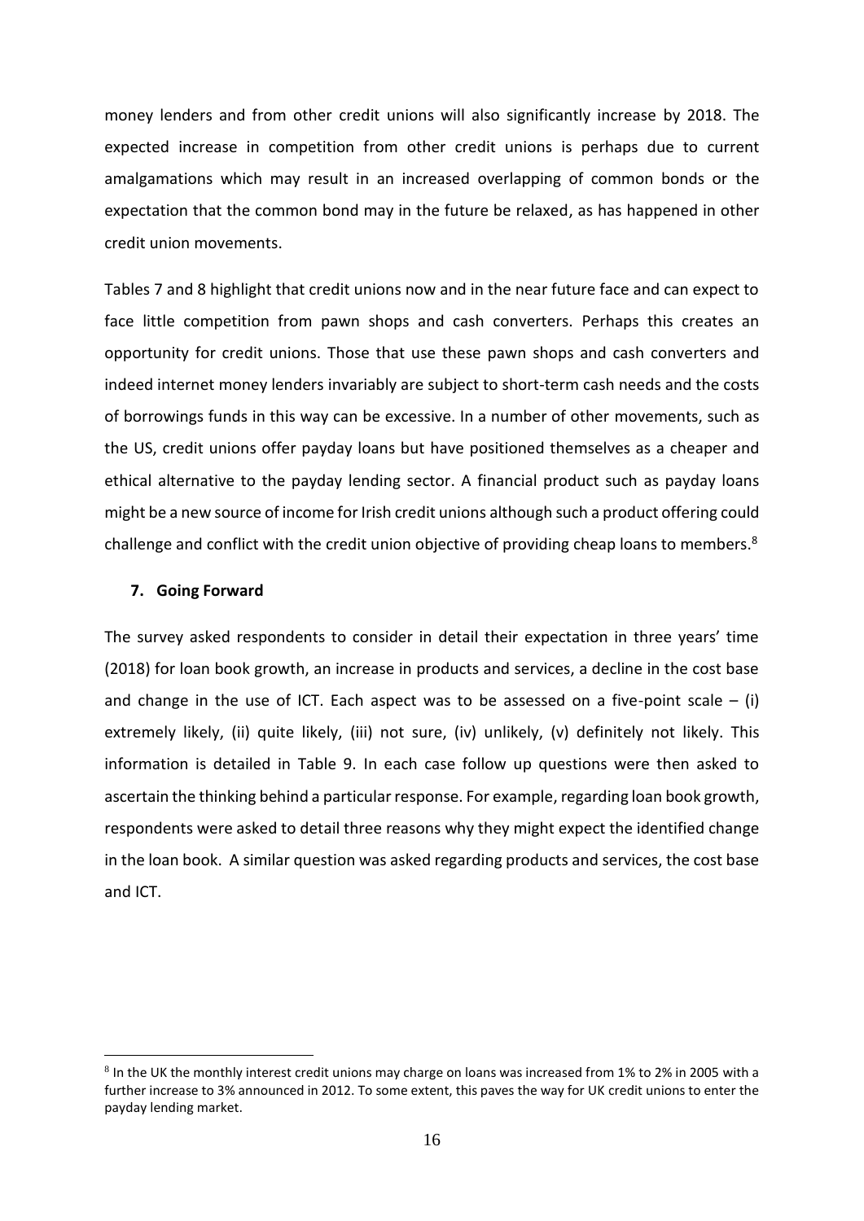money lenders and from other credit unions will also significantly increase by 2018. The expected increase in competition from other credit unions is perhaps due to current amalgamations which may result in an increased overlapping of common bonds or the expectation that the common bond may in the future be relaxed, as has happened in other credit union movements.

Tables 7 and 8 highlight that credit unions now and in the near future face and can expect to face little competition from pawn shops and cash converters. Perhaps this creates an opportunity for credit unions. Those that use these pawn shops and cash converters and indeed internet money lenders invariably are subject to short-term cash needs and the costs of borrowings funds in this way can be excessive. In a number of other movements, such as the US, credit unions offer payday loans but have positioned themselves as a cheaper and ethical alternative to the payday lending sector. A financial product such as payday loans might be a new source of income for Irish credit unions although such a product offering could challenge and conflict with the credit union objective of providing cheap loans to members.[8]

## 7. Going Forward

The survey asked respondents to consider in detail their expectation in three years' time (2018) for loan book growth, an increase in products and services, a decline in the cost base and change in the use of ICT. Each aspect was to be assessed on a five-point scale – (i) extremely likely, (ii) quite likely, (iii) not sure, (iv) unlikely, (v) definitely not likely. This information is detailed in Table 9. In each case follow up questions were then asked to ascertain the thinking behind a particular response. For example, regarding loan book growth, respondents were asked to detail three reasons why they might expect the identified change in the loan book. A similar question was asked regarding products and services, the cost base and ICT.

[8] In the UK the monthly interest credit unions may charge on loans was increased from 1% to 2% in 2005 with a further increase to 3% announced in 2012. To some extent, this paves the way for UK credit unions to enter the payday lending market.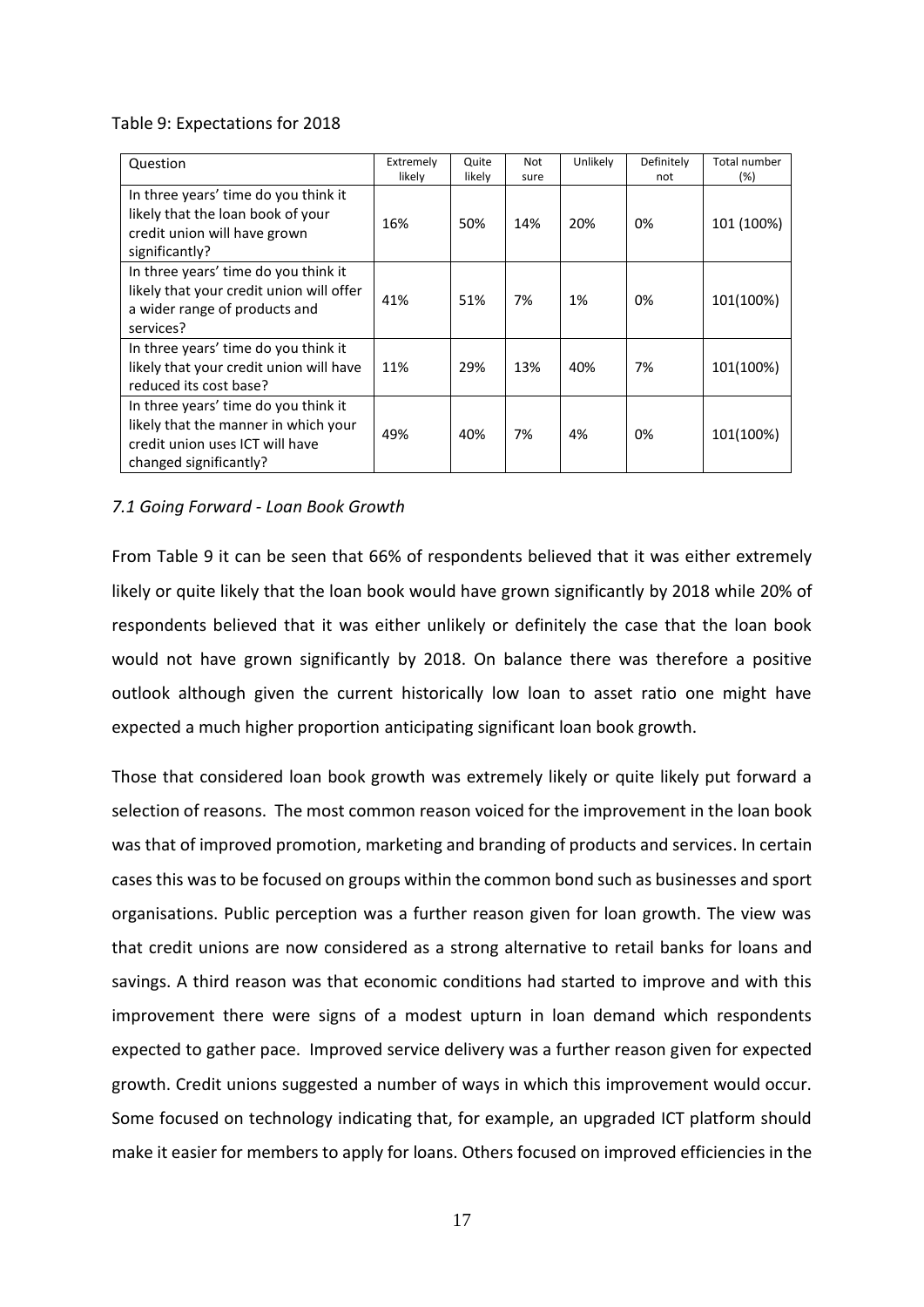Table 9: Expectations for 2018

| Question | Extremely likely | Quite likely | Not sure | Unlikely | Definitely not | Total number (%) |
|---|---|---|---|---|---|---|
| In three years' time do you think it likely that the loan book of your credit union will have grown significantly? | 16% | 50% | 14% | 20% | 0% | 101 (100%) |
| In three years' time do you think it likely that your credit union will offer a wider range of products and services? | 41% | 51% | 7% | 1% | 0% | 101(100%) |
| In three years' time do you think it likely that your credit union will have reduced its cost base? | 11% | 29% | 13% | 40% | 7% | 101(100%) |
| In three years' time do you think it likely that the manner in which your credit union uses ICT will have changed significantly? | 49% | 40% | 7% | 4% | 0% | 101(100%) |

### *7.1 Going Forward - Loan Book Growth*

From Table 9 it can be seen that 66% of respondents believed that it was either extremely likely or quite likely that the loan book would have grown significantly by 2018 while 20% of respondents believed that it was either unlikely or definitely the case that the loan book would not have grown significantly by 2018. On balance there was therefore a positive outlook although given the current historically low loan to asset ratio one might have expected a much higher proportion anticipating significant loan book growth.

Those that considered loan book growth was extremely likely or quite likely put forward a selection of reasons. The most common reason voiced for the improvement in the loan book was that of improved promotion, marketing and branding of products and services. In certain cases this was to be focused on groups within the common bond such as businesses and sport organisations. Public perception was a further reason given for loan growth. The view was that credit unions are now considered as a strong alternative to retail banks for loans and savings. A third reason was that economic conditions had started to improve and with this improvement there were signs of a modest upturn in loan demand which respondents expected to gather pace. Improved service delivery was a further reason given for expected growth. Credit unions suggested a number of ways in which this improvement would occur. Some focused on technology indicating that, for example, an upgraded ICT platform should make it easier for members to apply for loans. Others focused on improved efficiencies in the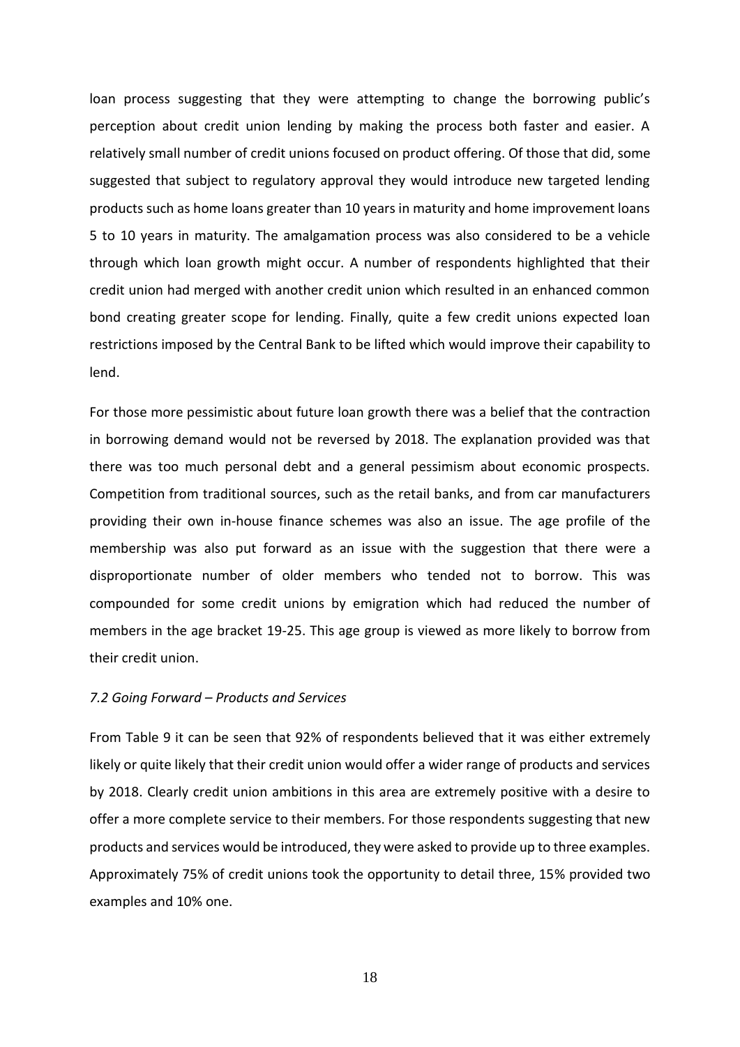loan process suggesting that they were attempting to change the borrowing public's perception about credit union lending by making the process both faster and easier. A relatively small number of credit unions focused on product offering. Of those that did, some suggested that subject to regulatory approval they would introduce new targeted lending products such as home loans greater than 10 years in maturity and home improvement loans 5 to 10 years in maturity. The amalgamation process was also considered to be a vehicle through which loan growth might occur. A number of respondents highlighted that their credit union had merged with another credit union which resulted in an enhanced common bond creating greater scope for lending. Finally, quite a few credit unions expected loan restrictions imposed by the Central Bank to be lifted which would improve their capability to lend.

For those more pessimistic about future loan growth there was a belief that the contraction in borrowing demand would not be reversed by 2018. The explanation provided was that there was too much personal debt and a general pessimism about economic prospects. Competition from traditional sources, such as the retail banks, and from car manufacturers providing their own in-house finance schemes was also an issue. The age profile of the membership was also put forward as an issue with the suggestion that there were a disproportionate number of older members who tended not to borrow. This was compounded for some credit unions by emigration which had reduced the number of members in the age bracket 19-25. This age group is viewed as more likely to borrow from their credit union.

### *7.2 Going Forward – Products and Services*

From Table 9 it can be seen that 92% of respondents believed that it was either extremely likely or quite likely that their credit union would offer a wider range of products and services by 2018. Clearly credit union ambitions in this area are extremely positive with a desire to offer a more complete service to their members. For those respondents suggesting that new products and services would be introduced, they were asked to provide up to three examples. Approximately 75% of credit unions took the opportunity to detail three, 15% provided two examples and 10% one.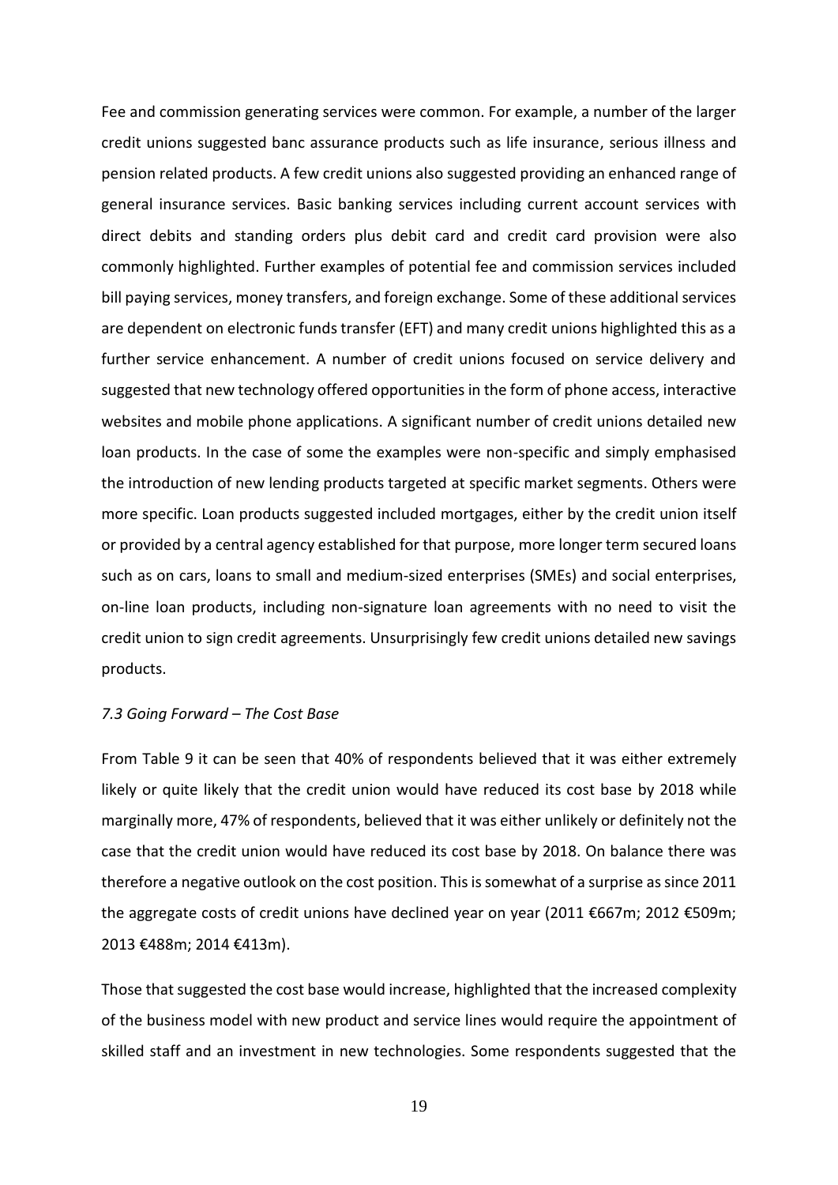Fee and commission generating services were common. For example, a number of the larger credit unions suggested banc assurance products such as life insurance, serious illness and pension related products. A few credit unions also suggested providing an enhanced range of general insurance services. Basic banking services including current account services with direct debits and standing orders plus debit card and credit card provision were also commonly highlighted. Further examples of potential fee and commission services included bill paying services, money transfers, and foreign exchange. Some of these additional services are dependent on electronic funds transfer (EFT) and many credit unions highlighted this as a further service enhancement. A number of credit unions focused on service delivery and suggested that new technology offered opportunities in the form of phone access, interactive websites and mobile phone applications. A significant number of credit unions detailed new loan products. In the case of some the examples were non-specific and simply emphasised the introduction of new lending products targeted at specific market segments. Others were more specific. Loan products suggested included mortgages, either by the credit union itself or provided by a central agency established for that purpose, more longer term secured loans such as on cars, loans to small and medium-sized enterprises (SMEs) and social enterprises, on-line loan products, including non-signature loan agreements with no need to visit the credit union to sign credit agreements. Unsurprisingly few credit unions detailed new savings products.

### *7.3 Going Forward – The Cost Base*

From Table 9 it can be seen that 40% of respondents believed that it was either extremely likely or quite likely that the credit union would have reduced its cost base by 2018 while marginally more, 47% of respondents, believed that it was either unlikely or definitely not the case that the credit union would have reduced its cost base by 2018. On balance there was therefore a negative outlook on the cost position. This is somewhat of a surprise as since 2011 the aggregate costs of credit unions have declined year on year (2011 €667m; 2012 €509m; 2013 €488m; 2014 €413m).

Those that suggested the cost base would increase, highlighted that the increased complexity of the business model with new product and service lines would require the appointment of skilled staff and an investment in new technologies. Some respondents suggested that the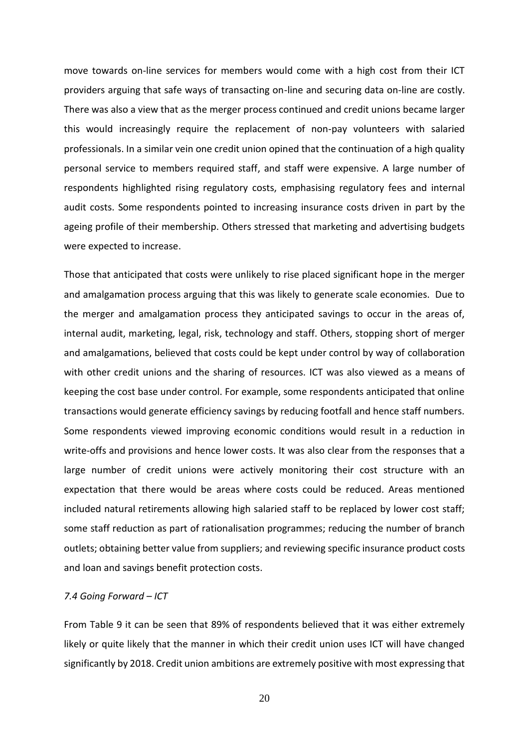move towards on-line services for members would come with a high cost from their ICT providers arguing that safe ways of transacting on-line and securing data on-line are costly. There was also a view that as the merger process continued and credit unions became larger this would increasingly require the replacement of non-pay volunteers with salaried professionals. In a similar vein one credit union opined that the continuation of a high quality personal service to members required staff, and staff were expensive. A large number of respondents highlighted rising regulatory costs, emphasising regulatory fees and internal audit costs. Some respondents pointed to increasing insurance costs driven in part by the ageing profile of their membership. Others stressed that marketing and advertising budgets were expected to increase.

Those that anticipated that costs were unlikely to rise placed significant hope in the merger and amalgamation process arguing that this was likely to generate scale economies. Due to the merger and amalgamation process they anticipated savings to occur in the areas of, internal audit, marketing, legal, risk, technology and staff. Others, stopping short of merger and amalgamations, believed that costs could be kept under control by way of collaboration with other credit unions and the sharing of resources. ICT was also viewed as a means of keeping the cost base under control. For example, some respondents anticipated that online transactions would generate efficiency savings by reducing footfall and hence staff numbers. Some respondents viewed improving economic conditions would result in a reduction in write-offs and provisions and hence lower costs. It was also clear from the responses that a large number of credit unions were actively monitoring their cost structure with an expectation that there would be areas where costs could be reduced. Areas mentioned included natural retirements allowing high salaried staff to be replaced by lower cost staff; some staff reduction as part of rationalisation programmes; reducing the number of branch outlets; obtaining better value from suppliers; and reviewing specific insurance product costs and loan and savings benefit protection costs.

### *7.4 Going Forward – ICT*

From Table 9 it can be seen that 89% of respondents believed that it was either extremely likely or quite likely that the manner in which their credit union uses ICT will have changed significantly by 2018. Credit union ambitions are extremely positive with most expressing that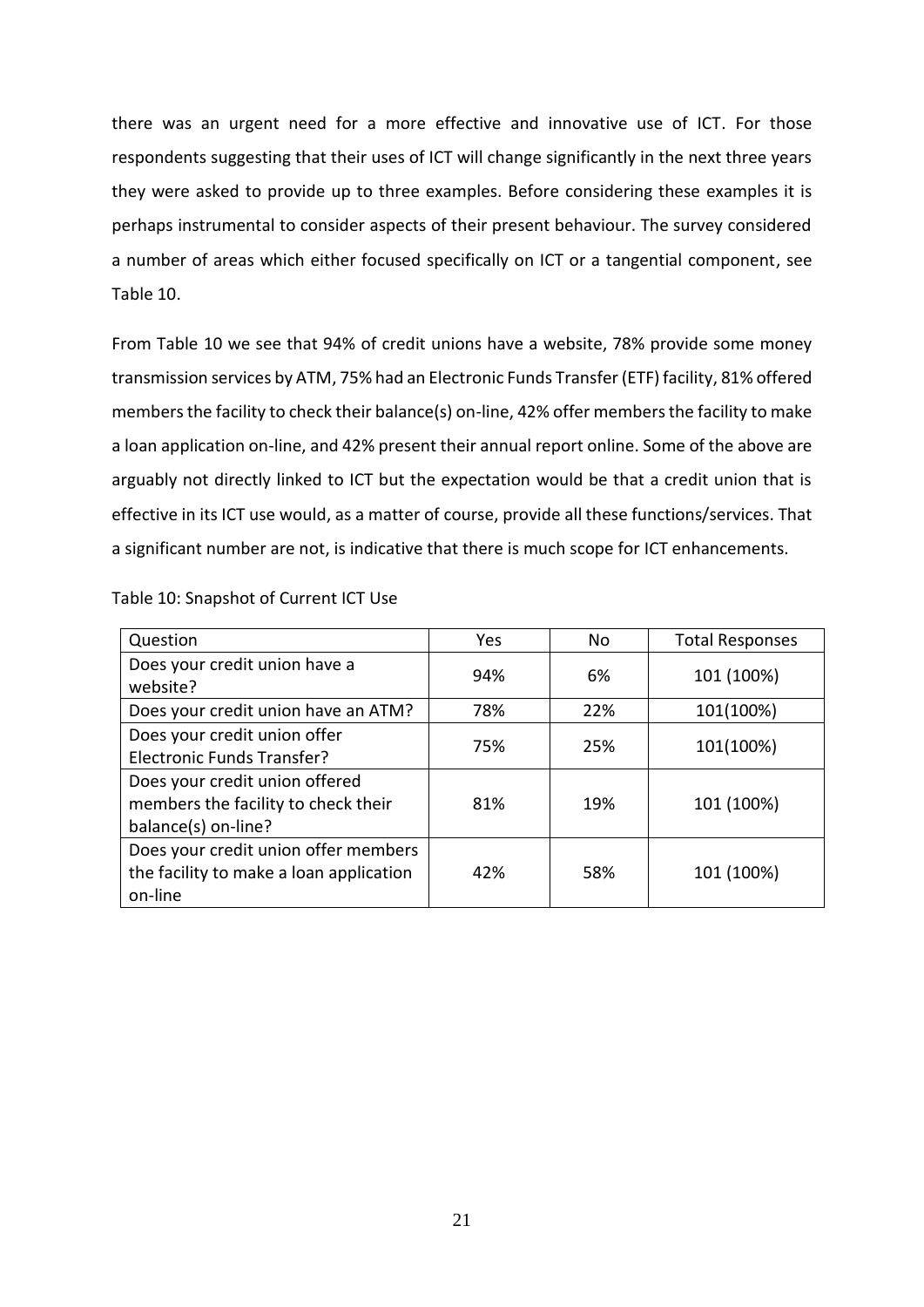there was an urgent need for a more effective and innovative use of ICT. For those respondents suggesting that their uses of ICT will change significantly in the next three years they were asked to provide up to three examples. Before considering these examples it is perhaps instrumental to consider aspects of their present behaviour. The survey considered a number of areas which either focused specifically on ICT or a tangential component, see Table 10.

From Table 10 we see that 94% of credit unions have a website, 78% provide some money transmission services by ATM, 75% had an Electronic Funds Transfer (ETF) facility, 81% offered members the facility to check their balance(s) on-line, 42% offer members the facility to make a loan application on-line, and 42% present their annual report online. Some of the above are arguably not directly linked to ICT but the expectation would be that a credit union that is effective in its ICT use would, as a matter of course, provide all these functions/services. That a significant number are not, is indicative that there is much scope for ICT enhancements.

Table 10: Snapshot of Current ICT Use

| Question | Yes | No | Total Responses |
|---|---|---|---|
| Does your credit union have a website? | 94% | 6% | 101 (100%) |
| Does your credit union have an ATM? | 78% | 22% | 101(100%) |
| Does your credit union offer Electronic Funds Transfer? | 75% | 25% | 101(100%) |
| Does your credit union offered members the facility to check their balance(s) on-line? | 81% | 19% | 101 (100%) |
| Does your credit union offer members the facility to make a loan application on-line | 42% | 58% | 101 (100%) |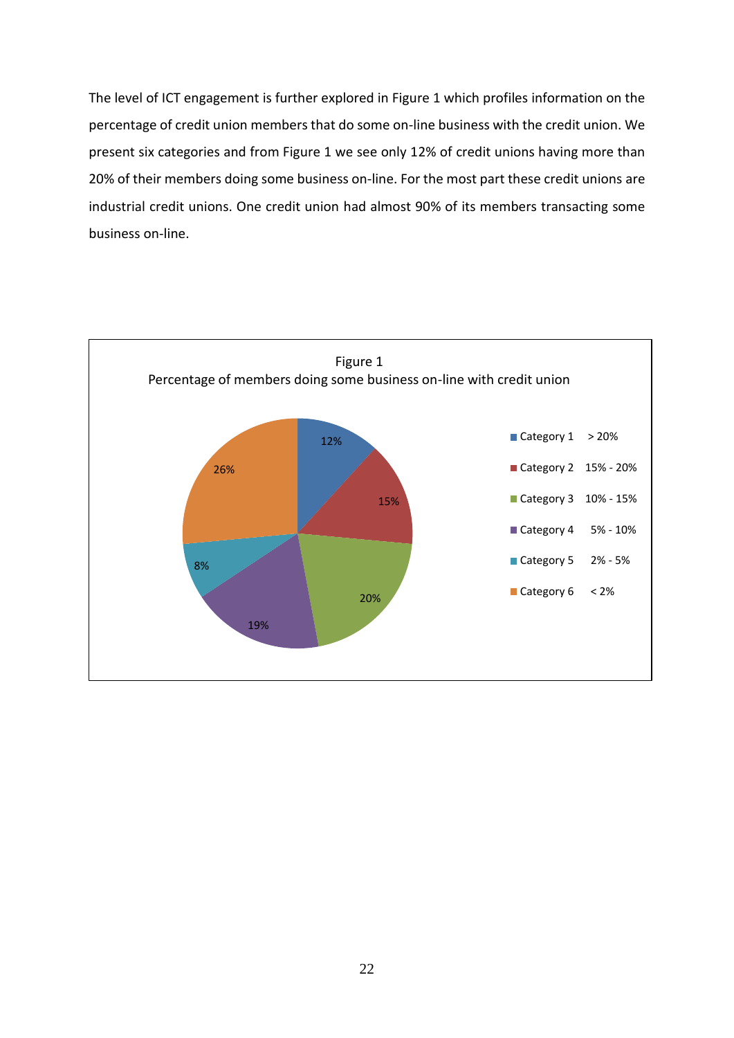The level of ICT engagement is further explored in Figure 1 which profiles information on the percentage of credit union members that do some on-line business with the credit union. We present six categories and from Figure 1 we see only 12% of credit unions having more than 20% of their members doing some business on-line. For the most part these credit unions are industrial credit unions. One credit union had almost 90% of its members transacting some business on-line.

Figure 1
Percentage of members doing some business on-line with credit union

| Category | Range | Share of credit unions |
|---|---|---|
| Category 1 | > 20% | 12% |
| Category 2 | 15% - 20% | 15% |
| Category 3 | 10% - 15% | 20% |
| Category 4 | 5% - 10% | 19% |
| Category 5 | 2% - 5% | 8% |
| Category 6 | < 2% | 26% |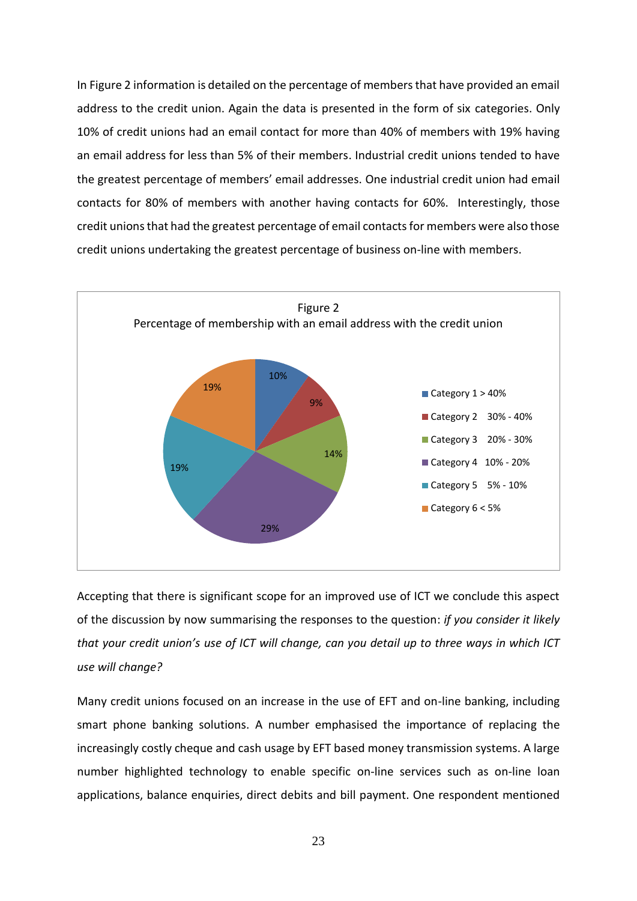In Figure 2 information is detailed on the percentage of members that have provided an email address to the credit union. Again the data is presented in the form of six categories. Only 10% of credit unions had an email contact for more than 40% of members with 19% having an email address for less than 5% of their members. Industrial credit unions tended to have the greatest percentage of members' email addresses. One industrial credit union had email contacts for 80% of members with another having contacts for 60%. Interestingly, those credit unions that had the greatest percentage of email contacts for members were also those credit unions undertaking the greatest percentage of business on-line with members.

Figure 2
Percentage of membership with an email address with the credit union

| Category | Share of credit unions |
|---|---|
| Category 1 > 40% | 10% |
| Category 2 30% - 40% | 9% |
| Category 3 20% - 30% | 14% |
| Category 4 10% - 20% | 29% |
| Category 5 5% - 10% | 19% |
| Category 6 < 5% | 19% |

Accepting that there is significant scope for an improved use of ICT we conclude this aspect of the discussion by now summarising the responses to the question: *if you consider it likely that your credit union's use of ICT will change, can you detail up to three ways in which ICT use will change?*

Many credit unions focused on an increase in the use of EFT and on-line banking, including smart phone banking solutions. A number emphasised the importance of replacing the increasingly costly cheque and cash usage by EFT based money transmission systems. A large number highlighted technology to enable specific on-line services such as on-line loan applications, balance enquiries, direct debits and bill payment. One respondent mentioned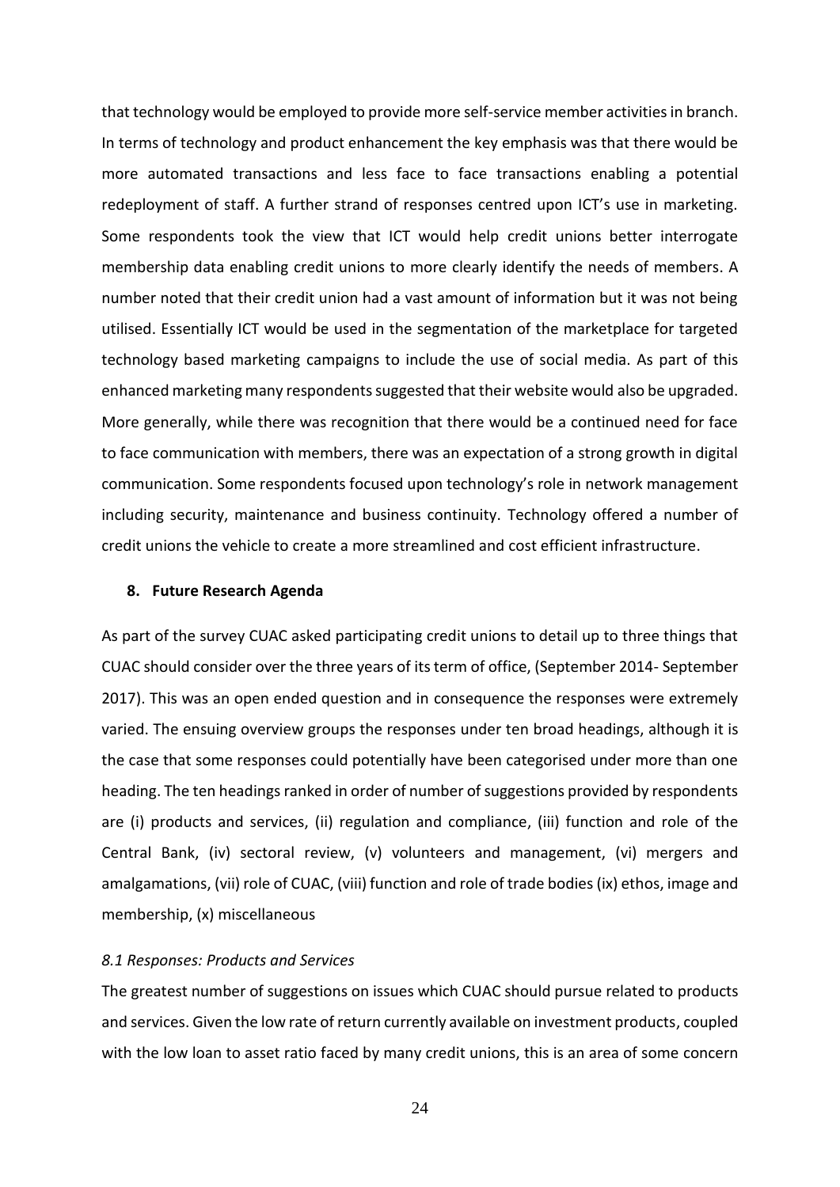that technology would be employed to provide more self-service member activities in branch. In terms of technology and product enhancement the key emphasis was that there would be more automated transactions and less face to face transactions enabling a potential redeployment of staff. A further strand of responses centred upon ICT's use in marketing. Some respondents took the view that ICT would help credit unions better interrogate membership data enabling credit unions to more clearly identify the needs of members. A number noted that their credit union had a vast amount of information but it was not being utilised. Essentially ICT would be used in the segmentation of the marketplace for targeted technology based marketing campaigns to include the use of social media. As part of this enhanced marketing many respondents suggested that their website would also be upgraded. More generally, while there was recognition that there would be a continued need for face to face communication with members, there was an expectation of a strong growth in digital communication. Some respondents focused upon technology's role in network management including security, maintenance and business continuity. Technology offered a number of credit unions the vehicle to create a more streamlined and cost efficient infrastructure.

## 8. Future Research Agenda

As part of the survey CUAC asked participating credit unions to detail up to three things that CUAC should consider over the three years of its term of office, (September 2014- September 2017). This was an open ended question and in consequence the responses were extremely varied. The ensuing overview groups the responses under ten broad headings, although it is the case that some responses could potentially have been categorised under more than one heading. The ten headings ranked in order of number of suggestions provided by respondents are (i) products and services, (ii) regulation and compliance, (iii) function and role of the Central Bank, (iv) sectoral review, (v) volunteers and management, (vi) mergers and amalgamations, (vii) role of CUAC, (viii) function and role of trade bodies (ix) ethos, image and membership, (x) miscellaneous

### *8.1 Responses: Products and Services*

The greatest number of suggestions on issues which CUAC should pursue related to products and services. Given the low rate of return currently available on investment products, coupled with the low loan to asset ratio faced by many credit unions, this is an area of some concern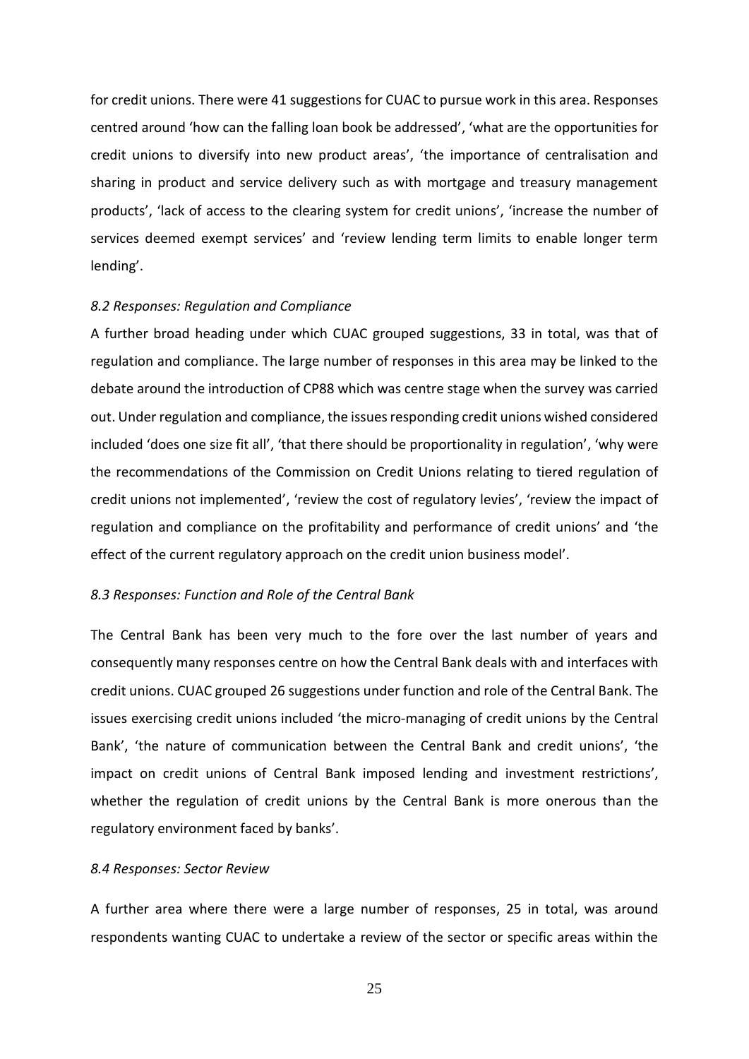for credit unions. There were 41 suggestions for CUAC to pursue work in this area. Responses centred around 'how can the falling loan book be addressed', 'what are the opportunities for credit unions to diversify into new product areas', 'the importance of centralisation and sharing in product and service delivery such as with mortgage and treasury management products', 'lack of access to the clearing system for credit unions', 'increase the number of services deemed exempt services' and 'review lending term limits to enable longer term lending'.

*8.2 Responses: Regulation and Compliance*

A further broad heading under which CUAC grouped suggestions, 33 in total, was that of regulation and compliance. The large number of responses in this area may be linked to the debate around the introduction of CP88 which was centre stage when the survey was carried out. Under regulation and compliance, the issues responding credit unions wished considered included 'does one size fit all', 'that there should be proportionality in regulation', 'why were the recommendations of the Commission on Credit Unions relating to tiered regulation of credit unions not implemented', 'review the cost of regulatory levies', 'review the impact of regulation and compliance on the profitability and performance of credit unions' and 'the effect of the current regulatory approach on the credit union business model'.

*8.3 Responses: Function and Role of the Central Bank*

The Central Bank has been very much to the fore over the last number of years and consequently many responses centre on how the Central Bank deals with and interfaces with credit unions. CUAC grouped 26 suggestions under function and role of the Central Bank. The issues exercising credit unions included 'the micro-managing of credit unions by the Central Bank', 'the nature of communication between the Central Bank and credit unions', 'the impact on credit unions of Central Bank imposed lending and investment restrictions', whether the regulation of credit unions by the Central Bank is more onerous than the regulatory environment faced by banks'.

*8.4 Responses: Sector Review*

A further area where there were a large number of responses, 25 in total, was around respondents wanting CUAC to undertake a review of the sector or specific areas within the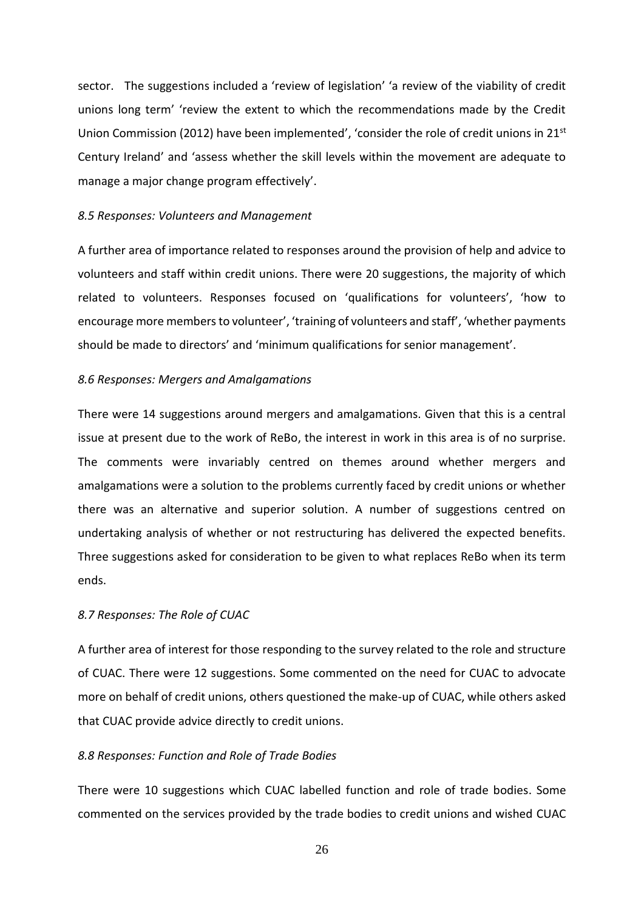sector. The suggestions included a 'review of legislation' 'a review of the viability of credit unions long term' 'review the extent to which the recommendations made by the Credit Union Commission (2012) have been implemented', 'consider the role of credit unions in 21st Century Ireland' and 'assess whether the skill levels within the movement are adequate to manage a major change program effectively'.

*8.5 Responses: Volunteers and Management*

A further area of importance related to responses around the provision of help and advice to volunteers and staff within credit unions. There were 20 suggestions, the majority of which related to volunteers. Responses focused on 'qualifications for volunteers', 'how to encourage more members to volunteer', 'training of volunteers and staff', 'whether payments should be made to directors' and 'minimum qualifications for senior management'.

*8.6 Responses: Mergers and Amalgamations*

There were 14 suggestions around mergers and amalgamations. Given that this is a central issue at present due to the work of ReBo, the interest in work in this area is of no surprise. The comments were invariably centred on themes around whether mergers and amalgamations were a solution to the problems currently faced by credit unions or whether there was an alternative and superior solution. A number of suggestions centred on undertaking analysis of whether or not restructuring has delivered the expected benefits. Three suggestions asked for consideration to be given to what replaces ReBo when its term ends.

*8.7 Responses: The Role of CUAC*

A further area of interest for those responding to the survey related to the role and structure of CUAC. There were 12 suggestions. Some commented on the need for CUAC to advocate more on behalf of credit unions, others questioned the make-up of CUAC, while others asked that CUAC provide advice directly to credit unions.

*8.8 Responses: Function and Role of Trade Bodies*

There were 10 suggestions which CUAC labelled function and role of trade bodies. Some commented on the services provided by the trade bodies to credit unions and wished CUAC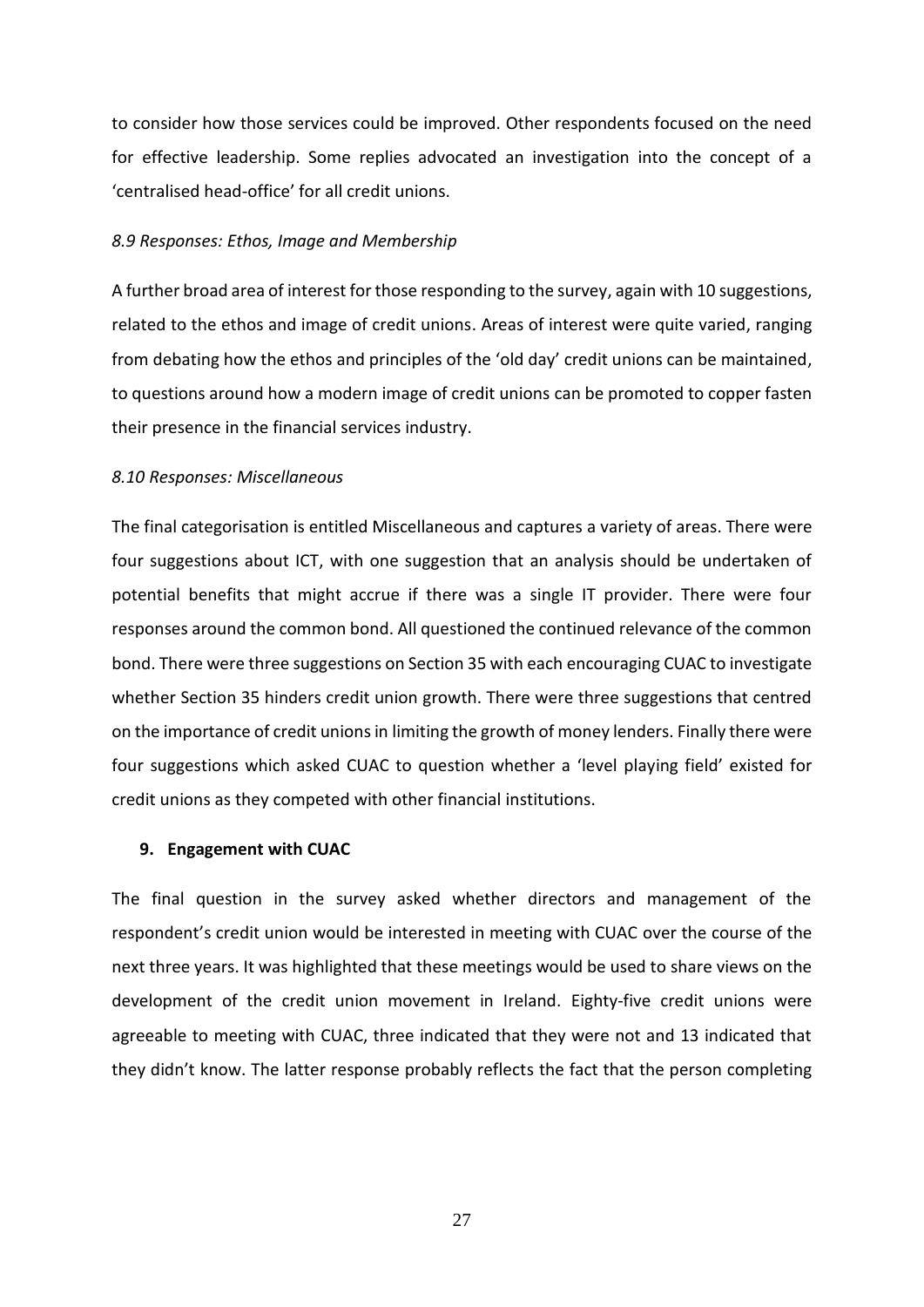to consider how those services could be improved. Other respondents focused on the need for effective leadership. Some replies advocated an investigation into the concept of a 'centralised head-office' for all credit unions.

*8.9 Responses: Ethos, Image and Membership*

A further broad area of interest for those responding to the survey, again with 10 suggestions, related to the ethos and image of credit unions. Areas of interest were quite varied, ranging from debating how the ethos and principles of the 'old day' credit unions can be maintained, to questions around how a modern image of credit unions can be promoted to copper fasten their presence in the financial services industry.

*8.10 Responses: Miscellaneous*

The final categorisation is entitled Miscellaneous and captures a variety of areas. There were four suggestions about ICT, with one suggestion that an analysis should be undertaken of potential benefits that might accrue if there was a single IT provider. There were four responses around the common bond. All questioned the continued relevance of the common bond. There were three suggestions on Section 35 with each encouraging CUAC to investigate whether Section 35 hinders credit union growth. There were three suggestions that centred on the importance of credit unions in limiting the growth of money lenders. Finally there were four suggestions which asked CUAC to question whether a 'level playing field' existed for credit unions as they competed with other financial institutions.

## 9. Engagement with CUAC

The final question in the survey asked whether directors and management of the respondent's credit union would be interested in meeting with CUAC over the course of the next three years. It was highlighted that these meetings would be used to share views on the development of the credit union movement in Ireland. Eighty-five credit unions were agreeable to meeting with CUAC, three indicated that they were not and 13 indicated that they didn't know. The latter response probably reflects the fact that the person completing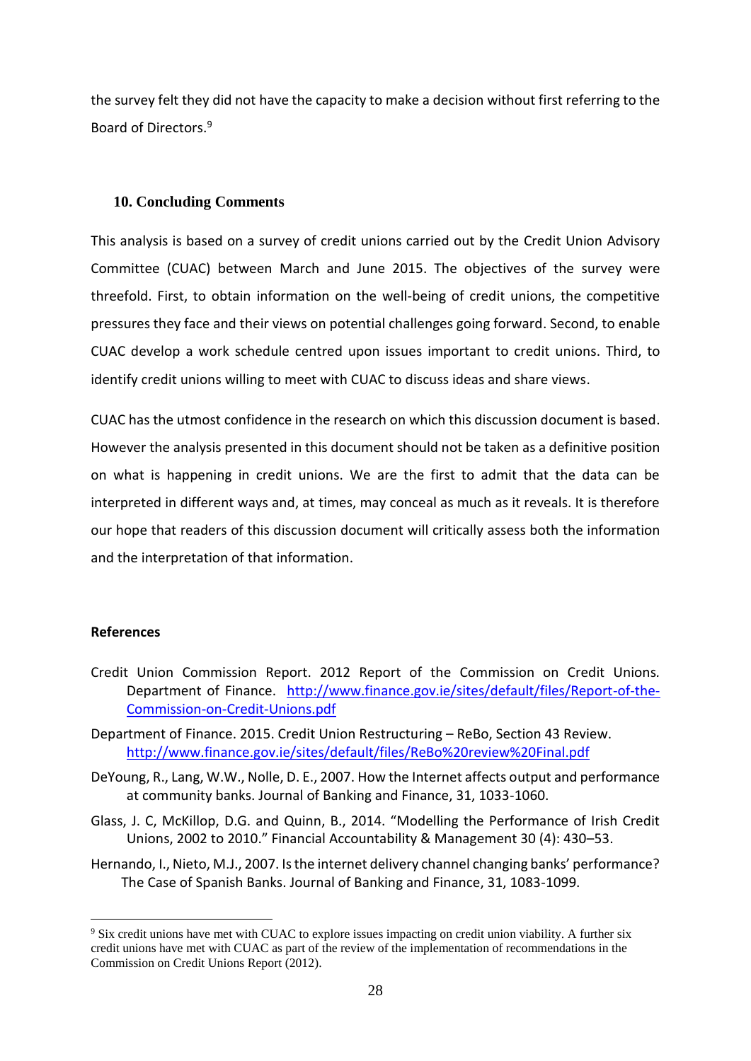the survey felt they did not have the capacity to make a decision without first referring to the Board of Directors.[9]

## 10. Concluding Comments

This analysis is based on a survey of credit unions carried out by the Credit Union Advisory Committee (CUAC) between March and June 2015. The objectives of the survey were threefold. First, to obtain information on the well-being of credit unions, the competitive pressures they face and their views on potential challenges going forward. Second, to enable CUAC develop a work schedule centred upon issues important to credit unions. Third, to identify credit unions willing to meet with CUAC to discuss ideas and share views.

CUAC has the utmost confidence in the research on which this discussion document is based. However the analysis presented in this document should not be taken as a definitive position on what is happening in credit unions. We are the first to admit that the data can be interpreted in different ways and, at times, may conceal as much as it reveals. It is therefore our hope that readers of this discussion document will critically assess both the information and the interpretation of that information.

**References**

Credit Union Commission Report. 2012 Report of the Commission on Credit Unions. Department of Finance. http://www.finance.gov.ie/sites/default/files/Report-of-the-Commission-on-Credit-Unions.pdf

Department of Finance. 2015. Credit Union Restructuring – ReBo, Section 43 Review. http://www.finance.gov.ie/sites/default/files/ReBo%20review%20Final.pdf

DeYoung, R., Lang, W.W., Nolle, D. E., 2007. How the Internet affects output and performance at community banks. Journal of Banking and Finance, 31, 1033-1060.

Glass, J. C, McKillop, D.G. and Quinn, B., 2014. "Modelling the Performance of Irish Credit Unions, 2002 to 2010." Financial Accountability & Management 30 (4): 430–53.

Hernando, I., Nieto, M.J., 2007. Is the internet delivery channel changing banks' performance? The Case of Spanish Banks. Journal of Banking and Finance, 31, 1083-1099.

[9] Six credit unions have met with CUAC to explore issues impacting on credit union viability. A further six credit unions have met with CUAC as part of the review of the implementation of recommendations in the Commission on Credit Unions Report (2012).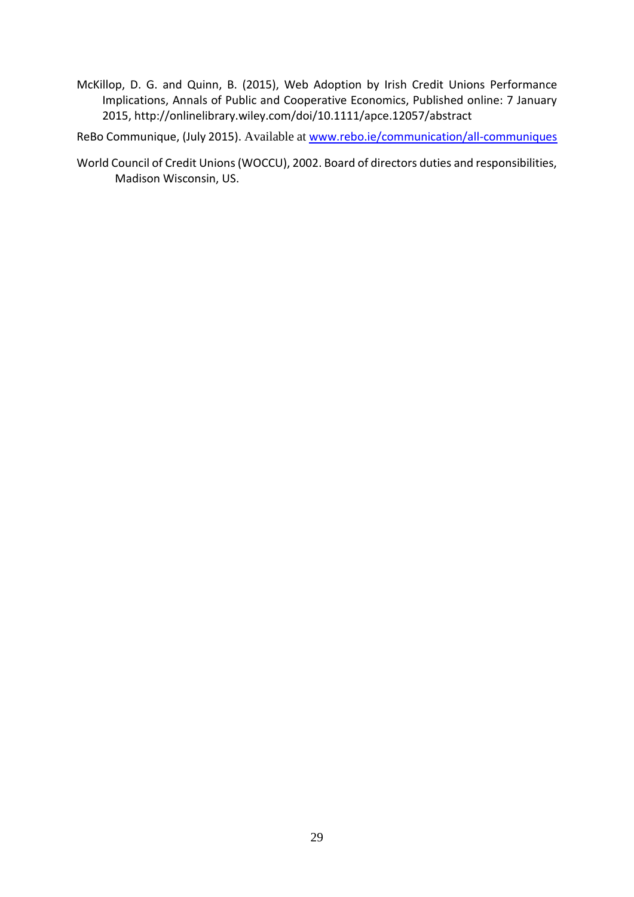McKillop, D. G. and Quinn, B. (2015), Web Adoption by Irish Credit Unions Performance Implications, Annals of Public and Cooperative Economics, Published online: 7 January 2015, http://onlinelibrary.wiley.com/doi/10.1111/apce.12057/abstract

ReBo Communique, (July 2015). Available at [www.rebo.ie/communication/all-communiques](www.rebo.ie/communication/all-communiques)

World Council of Credit Unions (WOCCU), 2002. Board of directors duties and responsibilities, Madison Wisconsin, US.